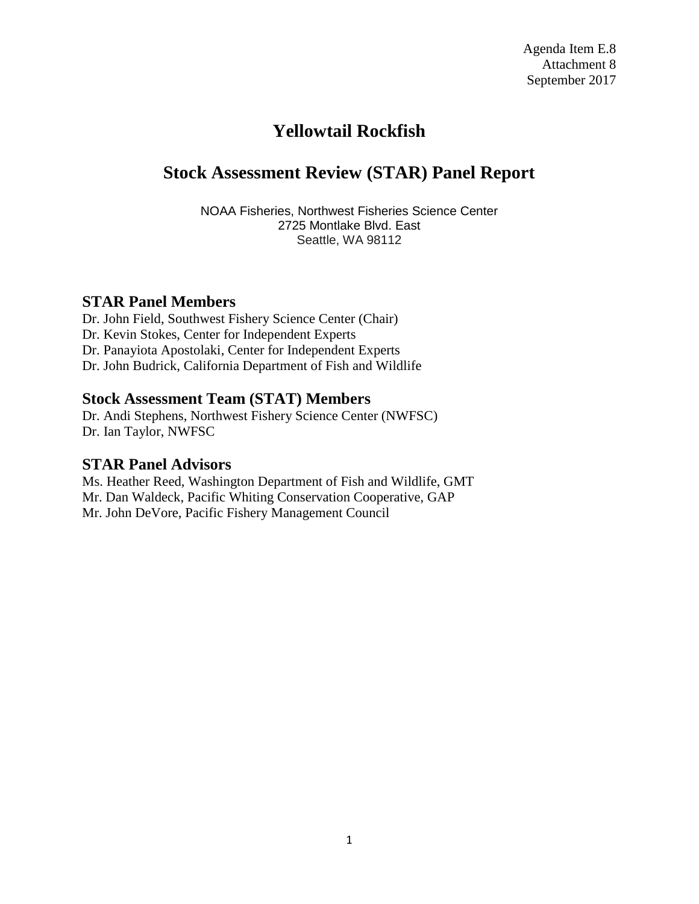Agenda Item E.8
Attachment 8
September 2017

# Yellowtail Rockfish

# Stock Assessment Review (STAR) Panel Report

NOAA Fisheries, Northwest Fisheries Science Center
2725 Montlake Blvd. East
Seattle, WA 98112

## STAR Panel Members

Dr. John Field, Southwest Fishery Science Center (Chair)
Dr. Kevin Stokes, Center for Independent Experts
Dr. Panayiota Apostolaki, Center for Independent Experts
Dr. John Budrick, California Department of Fish and Wildlife

## Stock Assessment Team (STAT) Members

Dr. Andi Stephens, Northwest Fishery Science Center (NWFSC)
Dr. Ian Taylor, NWFSC

## STAR Panel Advisors

Ms. Heather Reed, Washington Department of Fish and Wildlife, GMT
Mr. Dan Waldeck, Pacific Whiting Conservation Cooperative, GAP
Mr. John DeVore, Pacific Fishery Management Council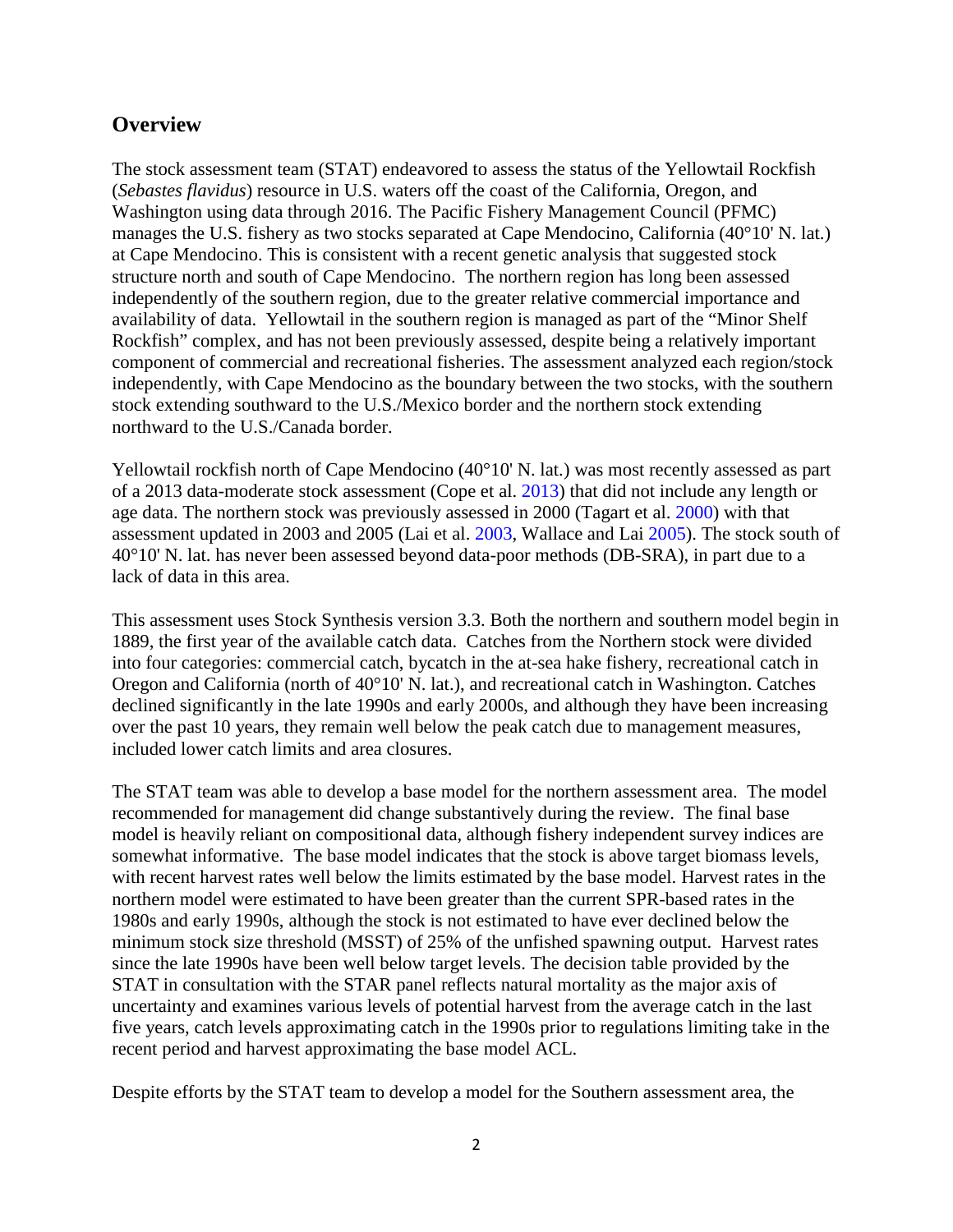## Overview

The stock assessment team (STAT) endeavored to assess the status of the Yellowtail Rockfish (*Sebastes flavidus*) resource in U.S. waters off the coast of the California, Oregon, and Washington using data through 2016. The Pacific Fishery Management Council (PFMC) manages the U.S. fishery as two stocks separated at Cape Mendocino, California (40°10' N. lat.) at Cape Mendocino. This is consistent with a recent genetic analysis that suggested stock structure north and south of Cape Mendocino. The northern region has long been assessed independently of the southern region, due to the greater relative commercial importance and availability of data. Yellowtail in the southern region is managed as part of the "Minor Shelf Rockfish" complex, and has not been previously assessed, despite being a relatively important component of commercial and recreational fisheries. The assessment analyzed each region/stock independently, with Cape Mendocino as the boundary between the two stocks, with the southern stock extending southward to the U.S./Mexico border and the northern stock extending northward to the U.S./Canada border.

Yellowtail rockfish north of Cape Mendocino (40°10' N. lat.) was most recently assessed as part of a 2013 data-moderate stock assessment (Cope et al. 2013) that did not include any length or age data. The northern stock was previously assessed in 2000 (Tagart et al. 2000) with that assessment updated in 2003 and 2005 (Lai et al. 2003, Wallace and Lai 2005). The stock south of 40°10' N. lat. has never been assessed beyond data-poor methods (DB-SRA), in part due to a lack of data in this area.

This assessment uses Stock Synthesis version 3.3. Both the northern and southern model begin in 1889, the first year of the available catch data. Catches from the Northern stock were divided into four categories: commercial catch, bycatch in the at-sea hake fishery, recreational catch in Oregon and California (north of 40°10' N. lat.), and recreational catch in Washington. Catches declined significantly in the late 1990s and early 2000s, and although they have been increasing over the past 10 years, they remain well below the peak catch due to management measures, included lower catch limits and area closures.

The STAT team was able to develop a base model for the northern assessment area. The model recommended for management did change substantively during the review. The final base model is heavily reliant on compositional data, although fishery independent survey indices are somewhat informative. The base model indicates that the stock is above target biomass levels, with recent harvest rates well below the limits estimated by the base model. Harvest rates in the northern model were estimated to have been greater than the current SPR-based rates in the 1980s and early 1990s, although the stock is not estimated to have ever declined below the minimum stock size threshold (MSST) of 25% of the unfished spawning output. Harvest rates since the late 1990s have been well below target levels. The decision table provided by the STAT in consultation with the STAR panel reflects natural mortality as the major axis of uncertainty and examines various levels of potential harvest from the average catch in the last five years, catch levels approximating catch in the 1990s prior to regulations limiting take in the recent period and harvest approximating the base model ACL.

Despite efforts by the STAT team to develop a model for the Southern assessment area, the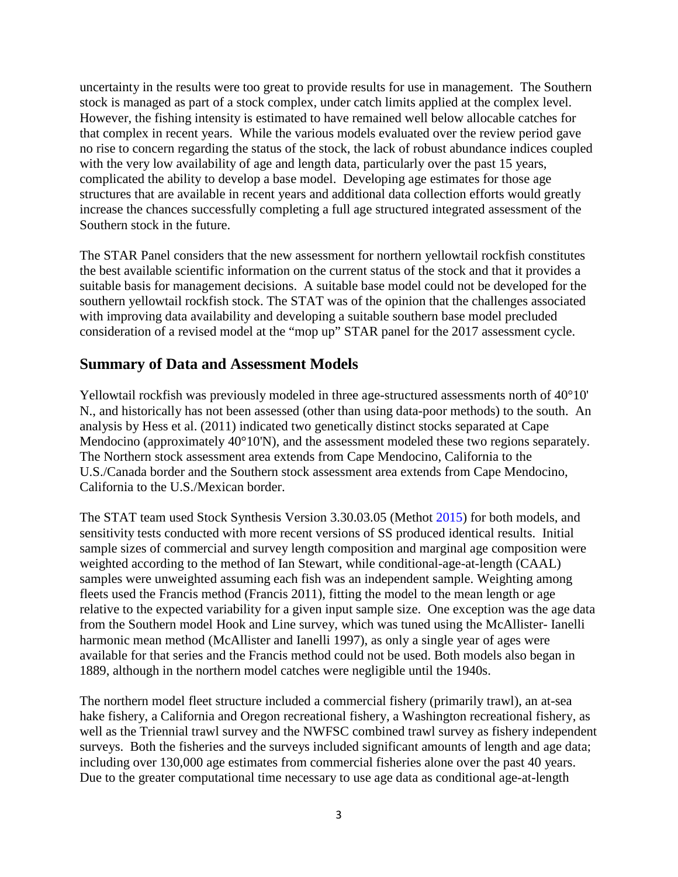uncertainty in the results were too great to provide results for use in management. The Southern stock is managed as part of a stock complex, under catch limits applied at the complex level. However, the fishing intensity is estimated to have remained well below allocable catches for that complex in recent years. While the various models evaluated over the review period gave no rise to concern regarding the status of the stock, the lack of robust abundance indices coupled with the very low availability of age and length data, particularly over the past 15 years, complicated the ability to develop a base model. Developing age estimates for those age structures that are available in recent years and additional data collection efforts would greatly increase the chances successfully completing a full age structured integrated assessment of the Southern stock in the future.

The STAR Panel considers that the new assessment for northern yellowtail rockfish constitutes the best available scientific information on the current status of the stock and that it provides a suitable basis for management decisions. A suitable base model could not be developed for the southern yellowtail rockfish stock. The STAT was of the opinion that the challenges associated with improving data availability and developing a suitable southern base model precluded consideration of a revised model at the "mop up" STAR panel for the 2017 assessment cycle.

## Summary of Data and Assessment Models

Yellowtail rockfish was previously modeled in three age-structured assessments north of 40°10' N., and historically has not been assessed (other than using data-poor methods) to the south. An analysis by Hess et al. (2011) indicated two genetically distinct stocks separated at Cape Mendocino (approximately 40°10'N), and the assessment modeled these two regions separately. The Northern stock assessment area extends from Cape Mendocino, California to the U.S./Canada border and the Southern stock assessment area extends from Cape Mendocino, California to the U.S./Mexican border.

The STAT team used Stock Synthesis Version 3.30.03.05 (Methot 2015) for both models, and sensitivity tests conducted with more recent versions of SS produced identical results. Initial sample sizes of commercial and survey length composition and marginal age composition were weighted according to the method of Ian Stewart, while conditional-age-at-length (CAAL) samples were unweighted assuming each fish was an independent sample. Weighting among fleets used the Francis method (Francis 2011), fitting the model to the mean length or age relative to the expected variability for a given input sample size. One exception was the age data from the Southern model Hook and Line survey, which was tuned using the McAllister- Ianelli harmonic mean method (McAllister and Ianelli 1997), as only a single year of ages were available for that series and the Francis method could not be used. Both models also began in 1889, although in the northern model catches were negligible until the 1940s.

The northern model fleet structure included a commercial fishery (primarily trawl), an at-sea hake fishery, a California and Oregon recreational fishery, a Washington recreational fishery, as well as the Triennial trawl survey and the NWFSC combined trawl survey as fishery independent surveys. Both the fisheries and the surveys included significant amounts of length and age data; including over 130,000 age estimates from commercial fisheries alone over the past 40 years. Due to the greater computational time necessary to use age data as conditional age-at-length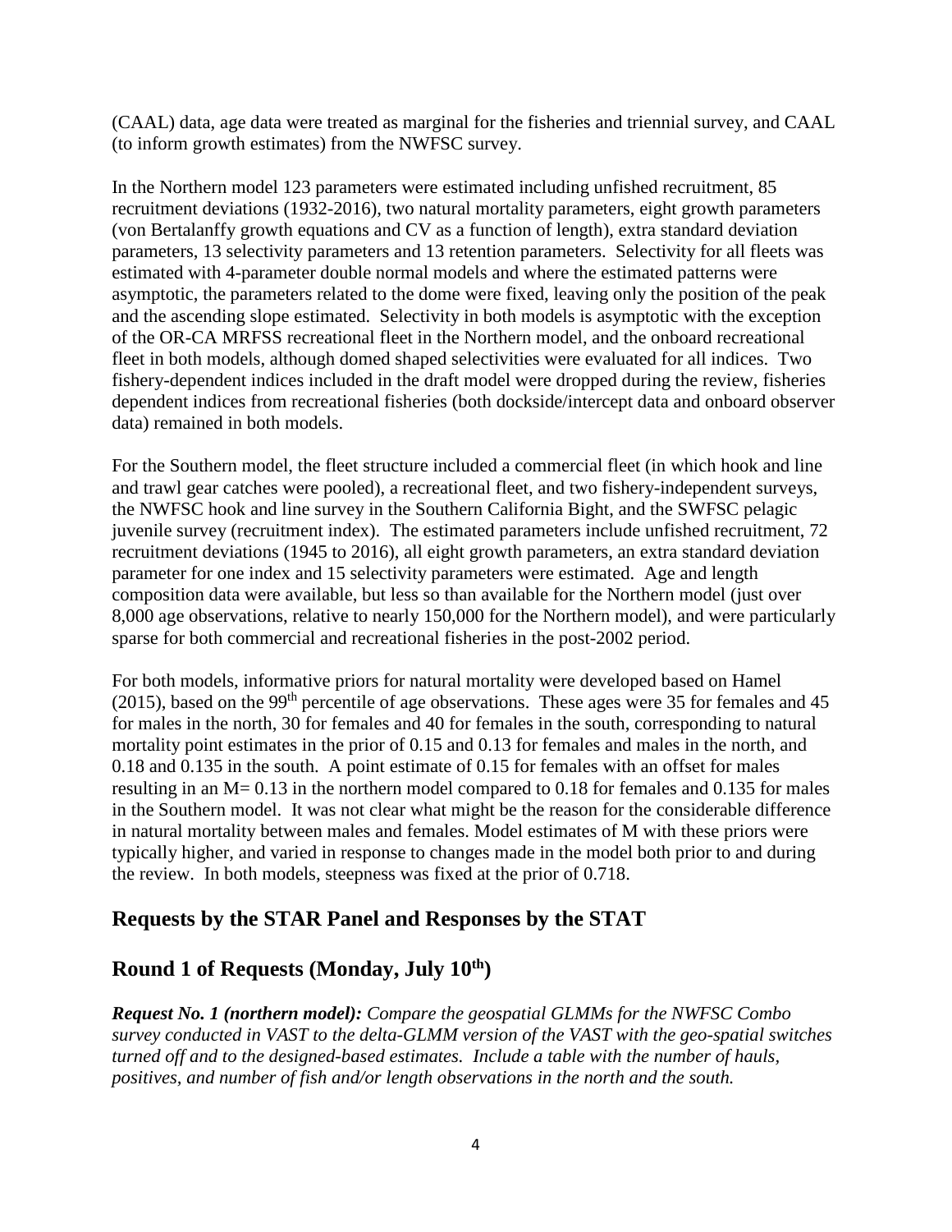(CAAL) data, age data were treated as marginal for the fisheries and triennial survey, and CAAL (to inform growth estimates) from the NWFSC survey.

In the Northern model 123 parameters were estimated including unfished recruitment, 85 recruitment deviations (1932-2016), two natural mortality parameters, eight growth parameters (von Bertalanffy growth equations and CV as a function of length), extra standard deviation parameters, 13 selectivity parameters and 13 retention parameters. Selectivity for all fleets was estimated with 4-parameter double normal models and where the estimated patterns were asymptotic, the parameters related to the dome were fixed, leaving only the position of the peak and the ascending slope estimated. Selectivity in both models is asymptotic with the exception of the OR-CA MRFSS recreational fleet in the Northern model, and the onboard recreational fleet in both models, although domed shaped selectivities were evaluated for all indices. Two fishery-dependent indices included in the draft model were dropped during the review, fisheries dependent indices from recreational fisheries (both dockside/intercept data and onboard observer data) remained in both models.

For the Southern model, the fleet structure included a commercial fleet (in which hook and line and trawl gear catches were pooled), a recreational fleet, and two fishery-independent surveys, the NWFSC hook and line survey in the Southern California Bight, and the SWFSC pelagic juvenile survey (recruitment index). The estimated parameters include unfished recruitment, 72 recruitment deviations (1945 to 2016), all eight growth parameters, an extra standard deviation parameter for one index and 15 selectivity parameters were estimated. Age and length composition data were available, but less so than available for the Northern model (just over 8,000 age observations, relative to nearly 150,000 for the Northern model), and were particularly sparse for both commercial and recreational fisheries in the post-2002 period.

For both models, informative priors for natural mortality were developed based on Hamel (2015), based on the 99th percentile of age observations. These ages were 35 for females and 45 for males in the north, 30 for females and 40 for females in the south, corresponding to natural mortality point estimates in the prior of 0.15 and 0.13 for females and males in the north, and 0.18 and 0.135 in the south. A point estimate of 0.15 for females with an offset for males resulting in an M= 0.13 in the northern model compared to 0.18 for females and 0.135 for males in the Southern model. It was not clear what might be the reason for the considerable difference in natural mortality between males and females. Model estimates of M with these priors were typically higher, and varied in response to changes made in the model both prior to and during the review. In both models, steepness was fixed at the prior of 0.718.

## Requests by the STAR Panel and Responses by the STAT

## Round 1 of Requests (Monday, July 10th)

***Request No. 1 (northern model):*** *Compare the geospatial GLMMs for the NWFSC Combo survey conducted in VAST to the delta-GLMM version of the VAST with the geo-spatial switches turned off and to the designed-based estimates. Include a table with the number of hauls, positives, and number of fish and/or length observations in the north and the south.*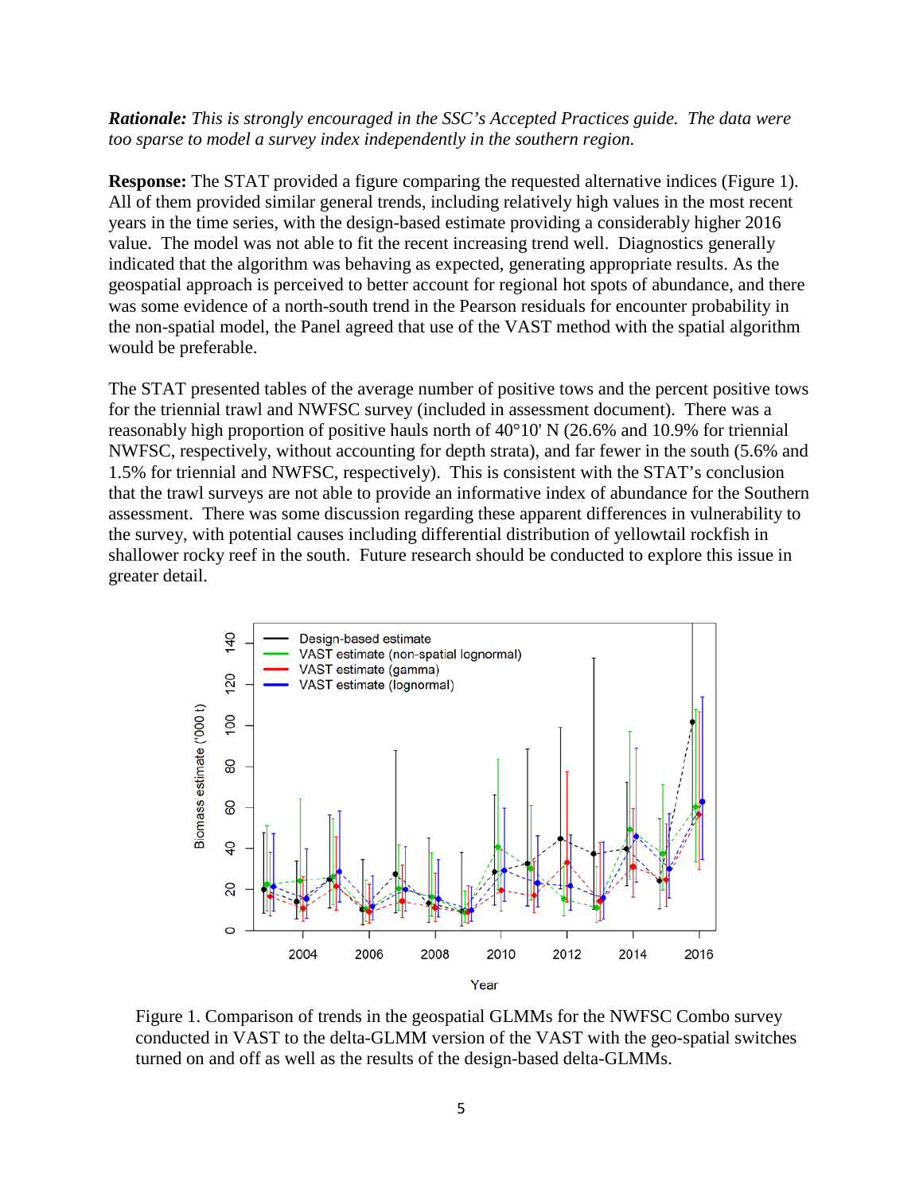***Rationale:*** *This is strongly encouraged in the SSC's Accepted Practices guide. The data were too sparse to model a survey index independently in the southern region.*

**Response:** The STAT provided a figure comparing the requested alternative indices (Figure 1). All of them provided similar general trends, including relatively high values in the most recent years in the time series, with the design-based estimate providing a considerably higher 2016 value. The model was not able to fit the recent increasing trend well. Diagnostics generally indicated that the algorithm was behaving as expected, generating appropriate results. As the geospatial approach is perceived to better account for regional hot spots of abundance, and there was some evidence of a north-south trend in the Pearson residuals for encounter probability in the non-spatial model, the Panel agreed that use of the VAST method with the spatial algorithm would be preferable.

The STAT presented tables of the average number of positive tows and the percent positive tows for the triennial trawl and NWFSC survey (included in assessment document). There was a reasonably high proportion of positive hauls north of 40°10' N (26.6% and 10.9% for triennial NWFSC, respectively, without accounting for depth strata), and far fewer in the south (5.6% and 1.5% for triennial and NWFSC, respectively). This is consistent with the STAT's conclusion that the trawl surveys are not able to provide an informative index of abundance for the Southern assessment. There was some discussion regarding these apparent differences in vulnerability to the survey, with potential causes including differential distribution of yellowtail rockfish in shallower rocky reef in the south. Future research should be conducted to explore this issue in greater detail.

Figure 1. Comparison of trends in the geospatial GLMMs for the NWFSC Combo survey conducted in VAST to the delta-GLMM version of the VAST with the geo-spatial switches turned on and off as well as the results of the design-based delta-GLMMs.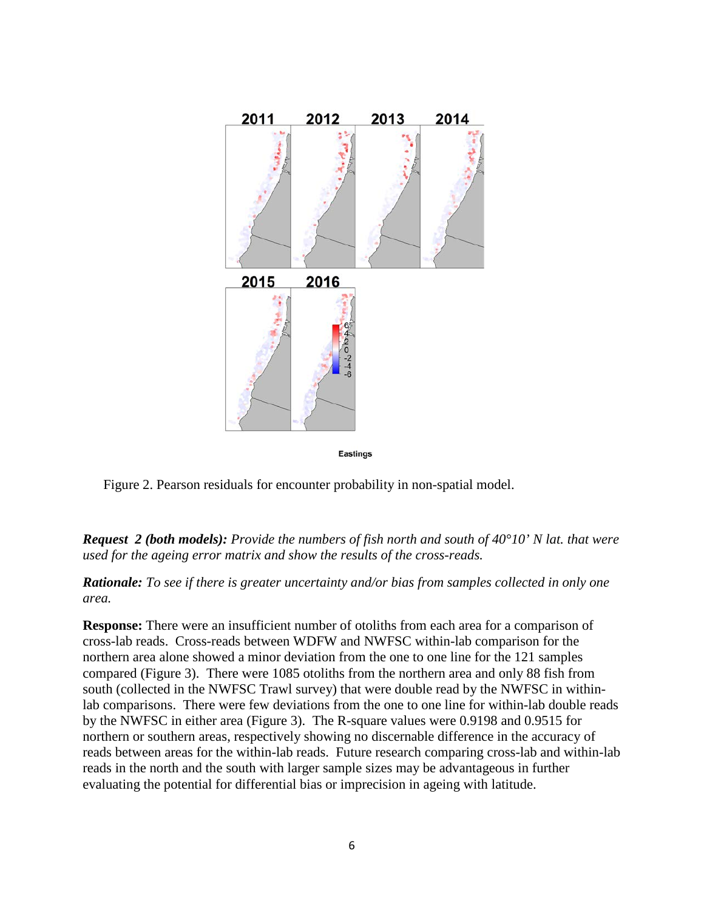Figure 2. Pearson residuals for encounter probability in non-spatial model.

***Request 2 (both models):*** *Provide the numbers of fish north and south of 40°10' N lat. that were used for the ageing error matrix and show the results of the cross-reads.*

***Rationale:*** *To see if there is greater uncertainty and/or bias from samples collected in only one area.*

**Response:** There were an insufficient number of otoliths from each area for a comparison of cross-lab reads. Cross-reads between WDFW and NWFSC within-lab comparison for the northern area alone showed a minor deviation from the one to one line for the 121 samples compared (Figure 3). There were 1085 otoliths from the northern area and only 88 fish from south (collected in the NWFSC Trawl survey) that were double read by the NWFSC in within-lab comparisons. There were few deviations from the one to one line for within-lab double reads by the NWFSC in either area (Figure 3). The R-square values were 0.9198 and 0.9515 for northern or southern areas, respectively showing no discernable difference in the accuracy of reads between areas for the within-lab reads. Future research comparing cross-lab and within-lab reads in the north and the south with larger sample sizes may be advantageous in further evaluating the potential for differential bias or imprecision in ageing with latitude.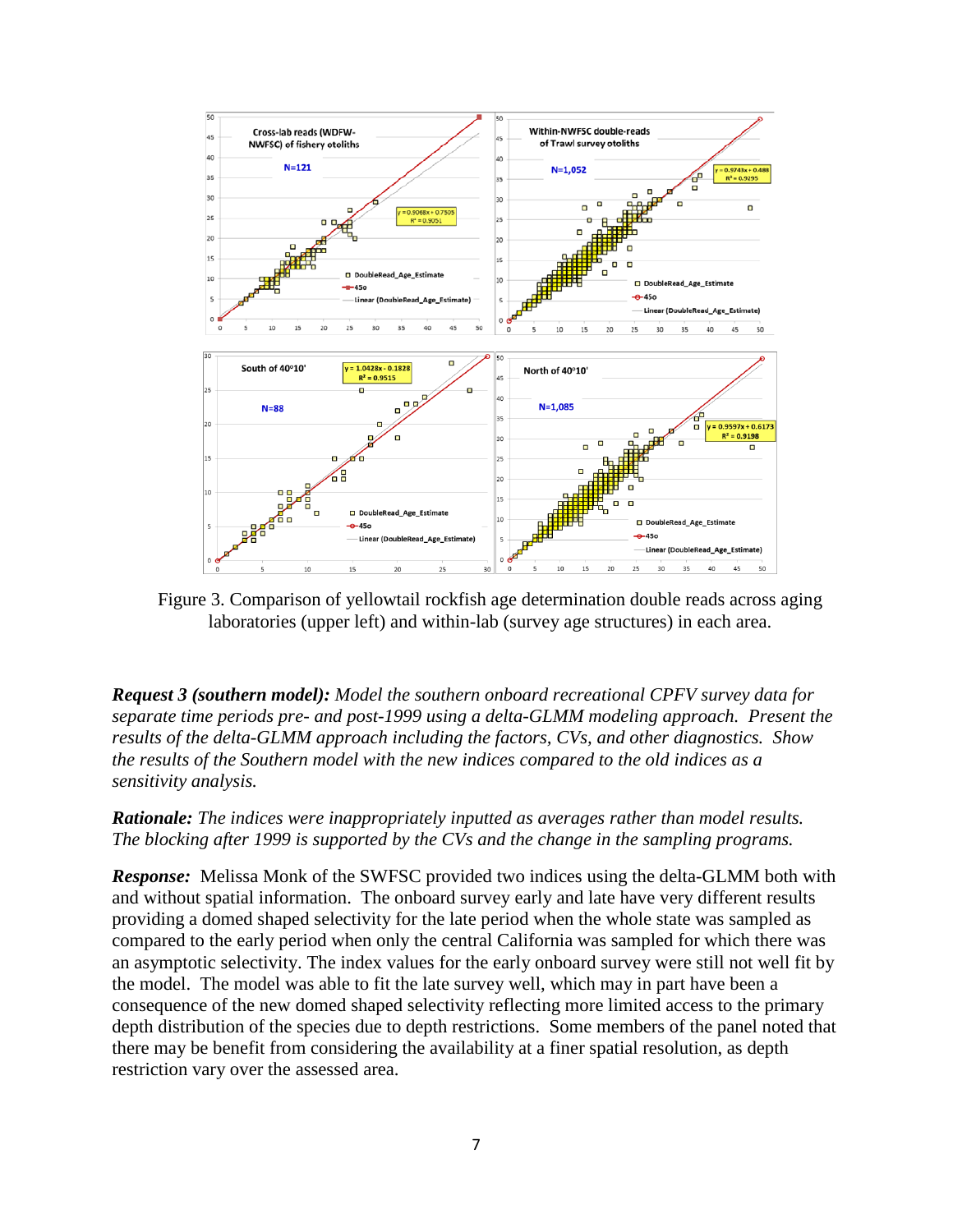Figure 3. Comparison of yellowtail rockfish age determination double reads across aging laboratories (upper left) and within-lab (survey age structures) in each area.

***Request 3 (southern model):*** *Model the southern onboard recreational CPFV survey data for separate time periods pre- and post-1999 using a delta-GLMM modeling approach. Present the results of the delta-GLMM approach including the factors, CVs, and other diagnostics. Show the results of the Southern model with the new indices compared to the old indices as a sensitivity analysis.*

***Rationale:*** *The indices were inappropriately inputted as averages rather than model results. The blocking after 1999 is supported by the CVs and the change in the sampling programs.*

***Response:*** Melissa Monk of the SWFSC provided two indices using the delta-GLMM both with and without spatial information. The onboard survey early and late have very different results providing a domed shaped selectivity for the late period when the whole state was sampled as compared to the early period when only the central California was sampled for which there was an asymptotic selectivity. The index values for the early onboard survey were still not well fit by the model. The model was able to fit the late survey well, which may in part have been a consequence of the new domed shaped selectivity reflecting more limited access to the primary depth distribution of the species due to depth restrictions. Some members of the panel noted that there may be benefit from considering the availability at a finer spatial resolution, as depth restriction vary over the assessed area.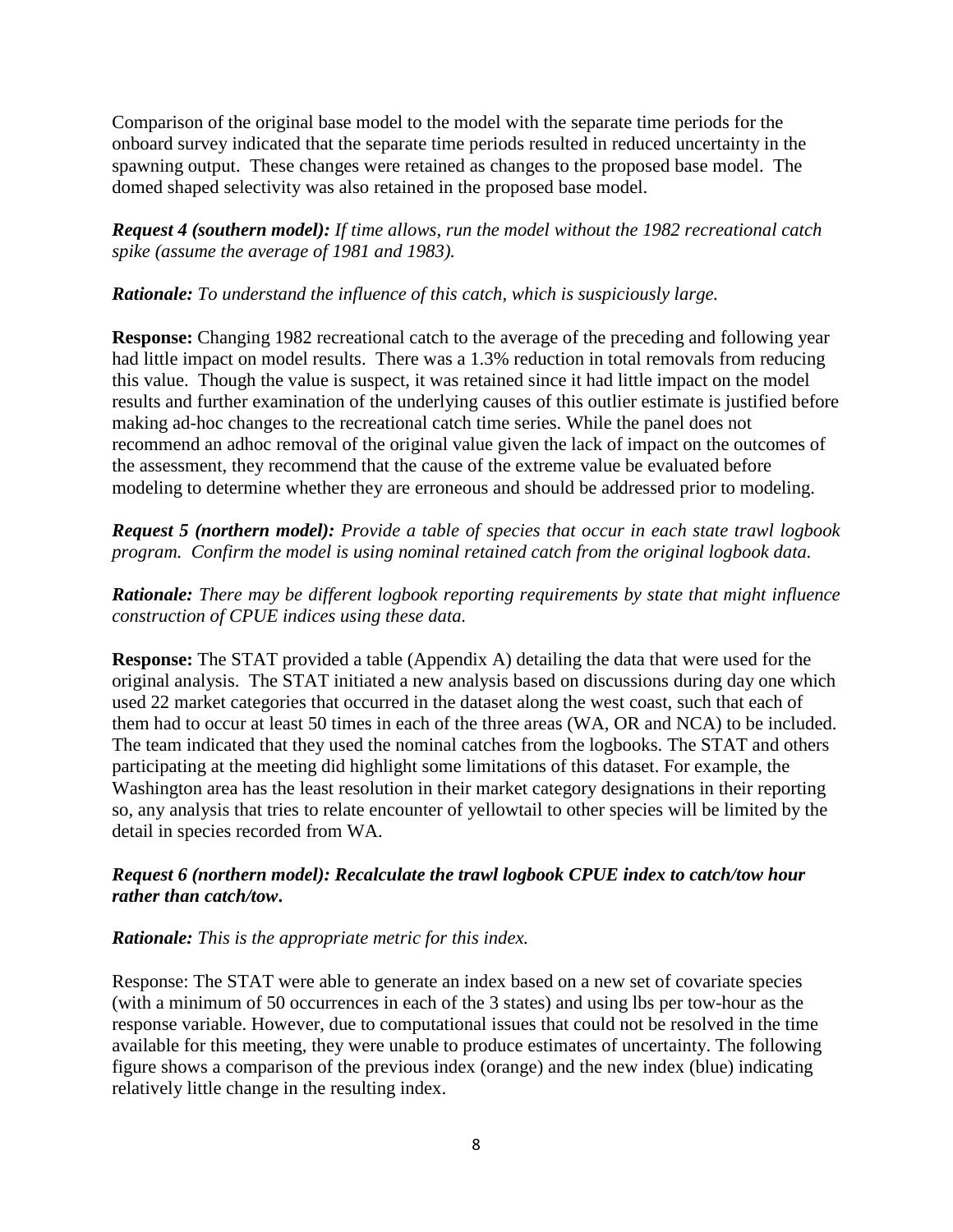Comparison of the original base model to the model with the separate time periods for the onboard survey indicated that the separate time periods resulted in reduced uncertainty in the spawning output. These changes were retained as changes to the proposed base model. The domed shaped selectivity was also retained in the proposed base model.

***Request 4 (southern model):*** *If time allows, run the model without the 1982 recreational catch spike (assume the average of 1981 and 1983).*

***Rationale:*** *To understand the influence of this catch, which is suspiciously large.*

**Response:** Changing 1982 recreational catch to the average of the preceding and following year had little impact on model results. There was a 1.3% reduction in total removals from reducing this value. Though the value is suspect, it was retained since it had little impact on the model results and further examination of the underlying causes of this outlier estimate is justified before making ad-hoc changes to the recreational catch time series. While the panel does not recommend an adhoc removal of the original value given the lack of impact on the outcomes of the assessment, they recommend that the cause of the extreme value be evaluated before modeling to determine whether they are erroneous and should be addressed prior to modeling.

***Request 5 (northern model):*** *Provide a table of species that occur in each state trawl logbook program. Confirm the model is using nominal retained catch from the original logbook data.*

***Rationale:*** *There may be different logbook reporting requirements by state that might influence construction of CPUE indices using these data.*

**Response:** The STAT provided a table (Appendix A) detailing the data that were used for the original analysis. The STAT initiated a new analysis based on discussions during day one which used 22 market categories that occurred in the dataset along the west coast, such that each of them had to occur at least 50 times in each of the three areas (WA, OR and NCA) to be included. The team indicated that they used the nominal catches from the logbooks. The STAT and others participating at the meeting did highlight some limitations of this dataset. For example, the Washington area has the least resolution in their market category designations in their reporting so, any analysis that tries to relate encounter of yellowtail to other species will be limited by the detail in species recorded from WA.

***Request 6 (northern model): Recalculate the trawl logbook CPUE index to catch/tow hour rather than catch/tow.***

***Rationale:*** *This is the appropriate metric for this index.*

Response: The STAT were able to generate an index based on a new set of covariate species (with a minimum of 50 occurrences in each of the 3 states) and using lbs per tow-hour as the response variable. However, due to computational issues that could not be resolved in the time available for this meeting, they were unable to produce estimates of uncertainty. The following figure shows a comparison of the previous index (orange) and the new index (blue) indicating relatively little change in the resulting index.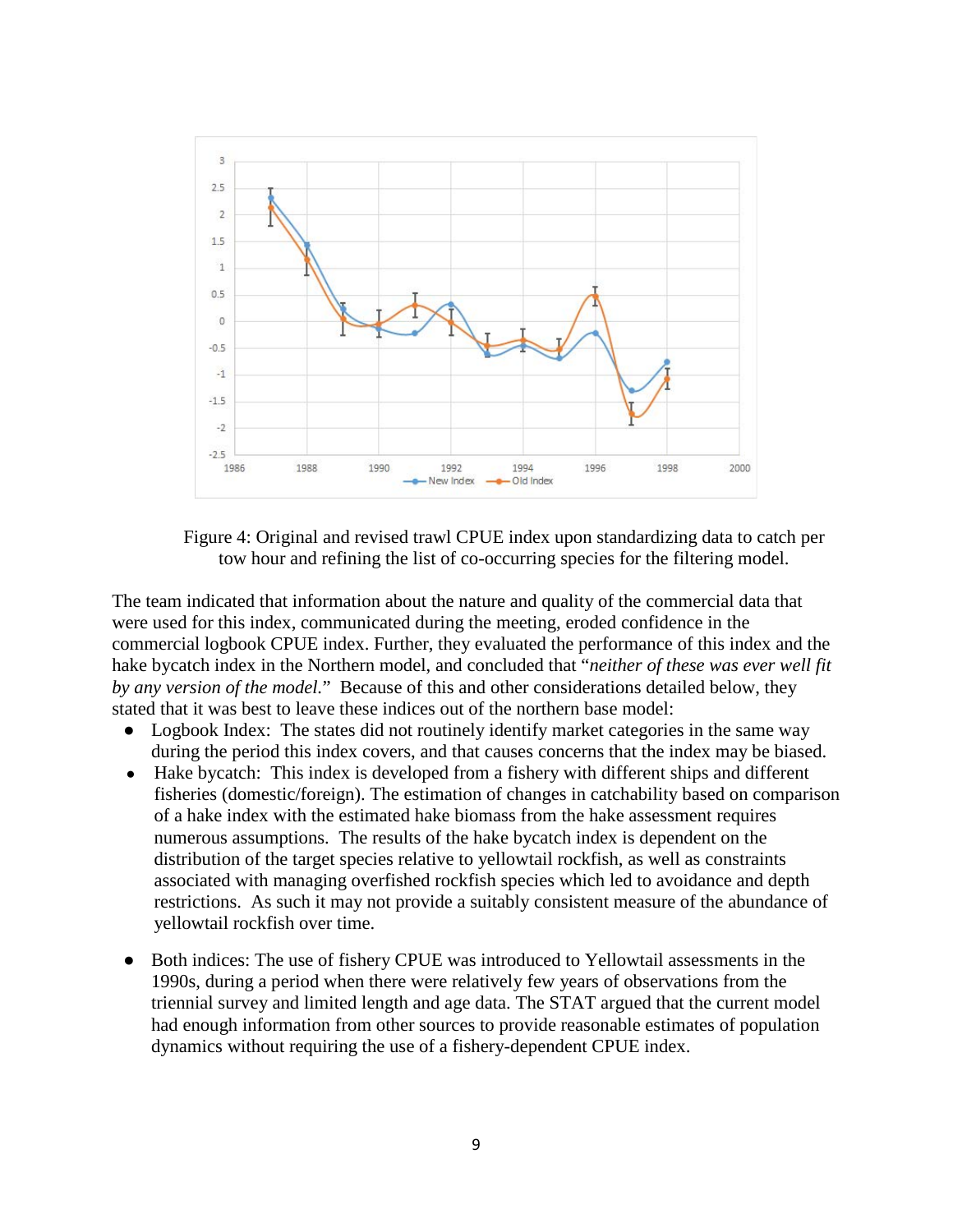Figure 4: Original and revised trawl CPUE index upon standardizing data to catch per tow hour and refining the list of co-occurring species for the filtering model.

The team indicated that information about the nature and quality of the commercial data that were used for this index, communicated during the meeting, eroded confidence in the commercial logbook CPUE index. Further, they evaluated the performance of this index and the hake bycatch index in the Northern model, and concluded that "*neither of these was ever well fit by any version of the model.*" Because of this and other considerations detailed below, they stated that it was best to leave these indices out of the northern base model:

- Logbook Index: The states did not routinely identify market categories in the same way during the period this index covers, and that causes concerns that the index may be biased.
- Hake bycatch: This index is developed from a fishery with different ships and different fisheries (domestic/foreign). The estimation of changes in catchability based on comparison of a hake index with the estimated hake biomass from the hake assessment requires numerous assumptions. The results of the hake bycatch index is dependent on the distribution of the target species relative to yellowtail rockfish, as well as constraints associated with managing overfished rockfish species which led to avoidance and depth restrictions. As such it may not provide a suitably consistent measure of the abundance of yellowtail rockfish over time.
- Both indices: The use of fishery CPUE was introduced to Yellowtail assessments in the 1990s, during a period when there were relatively few years of observations from the triennial survey and limited length and age data. The STAT argued that the current model had enough information from other sources to provide reasonable estimates of population dynamics without requiring the use of a fishery-dependent CPUE index.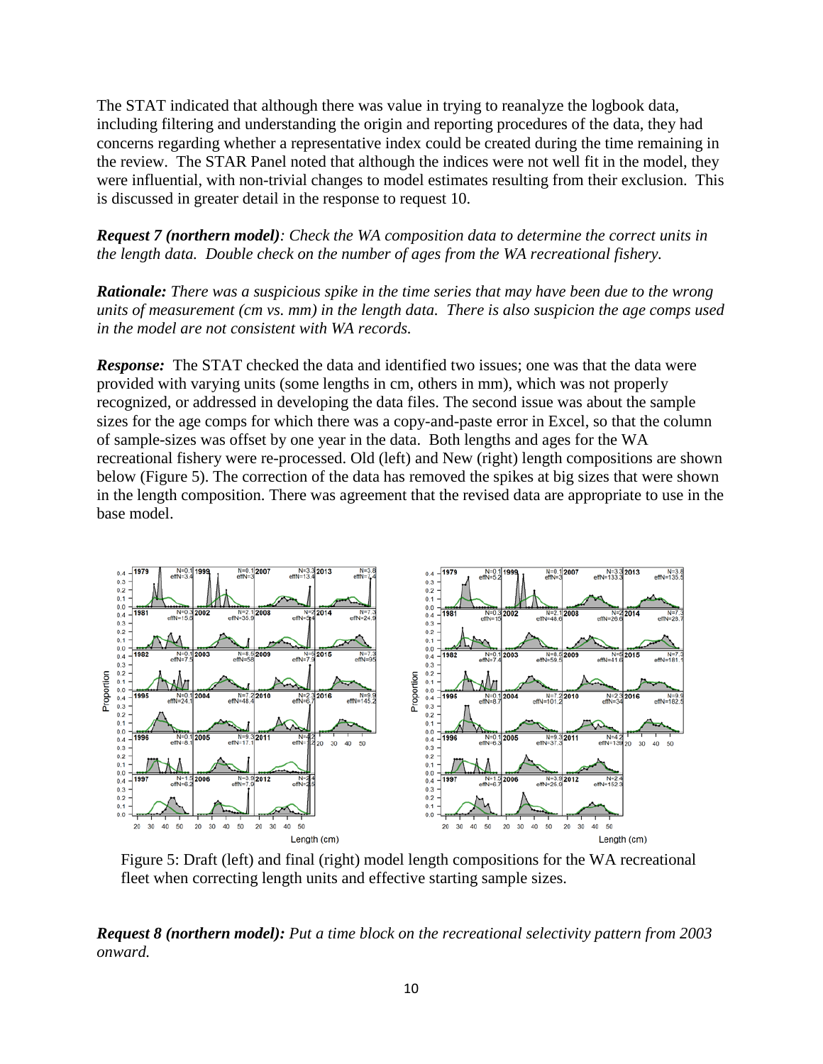The STAT indicated that although there was value in trying to reanalyze the logbook data, including filtering and understanding the origin and reporting procedures of the data, they had concerns regarding whether a representative index could be created during the time remaining in the review. The STAR Panel noted that although the indices were not well fit in the model, they were influential, with non-trivial changes to model estimates resulting from their exclusion. This is discussed in greater detail in the response to request 10.

***Request 7 (northern model)****: Check the WA composition data to determine the correct units in the length data. Double check on the number of ages from the WA recreational fishery.*

***Rationale:*** *There was a suspicious spike in the time series that may have been due to the wrong units of measurement (cm vs. mm) in the length data. There is also suspicion the age comps used in the model are not consistent with WA records.*

***Response:*** The STAT checked the data and identified two issues; one was that the data were provided with varying units (some lengths in cm, others in mm), which was not properly recognized, or addressed in developing the data files. The second issue was about the sample sizes for the age comps for which there was a copy-and-paste error in Excel, so that the column of sample-sizes was offset by one year in the data. Both lengths and ages for the WA recreational fishery were re-processed. Old (left) and New (right) length compositions are shown below (Figure 5). The correction of the data has removed the spikes at big sizes that were shown in the length composition. There was agreement that the revised data are appropriate to use in the base model.

Figure 5: Draft (left) and final (right) model length compositions for the WA recreational fleet when correcting length units and effective starting sample sizes.

***Request 8 (northern model):*** *Put a time block on the recreational selectivity pattern from 2003 onward.*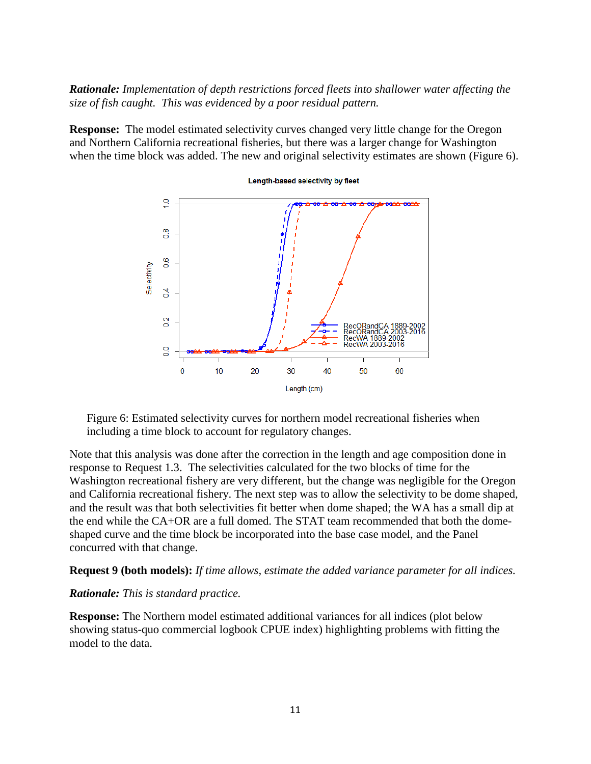***Rationale:*** *Implementation of depth restrictions forced fleets into shallower water affecting the size of fish caught. This was evidenced by a poor residual pattern.*

**Response:** The model estimated selectivity curves changed very little change for the Oregon and Northern California recreational fisheries, but there was a larger change for Washington when the time block was added. The new and original selectivity estimates are shown (Figure 6).

Figure 6: Estimated selectivity curves for northern model recreational fisheries when including a time block to account for regulatory changes.

Note that this analysis was done after the correction in the length and age composition done in response to Request 1.3. The selectivities calculated for the two blocks of time for the Washington recreational fishery are very different, but the change was negligible for the Oregon and California recreational fishery. The next step was to allow the selectivity to be dome shaped, and the result was that both selectivities fit better when dome shaped; the WA has a small dip at the end while the CA+OR are a full domed. The STAT team recommended that both the dome-shaped curve and the time block be incorporated into the base case model, and the Panel concurred with that change.

**Request 9 (both models):** *If time allows, estimate the added variance parameter for all indices.*

***Rationale:*** *This is standard practice.*

**Response:** The Northern model estimated additional variances for all indices (plot below showing status-quo commercial logbook CPUE index) highlighting problems with fitting the model to the data.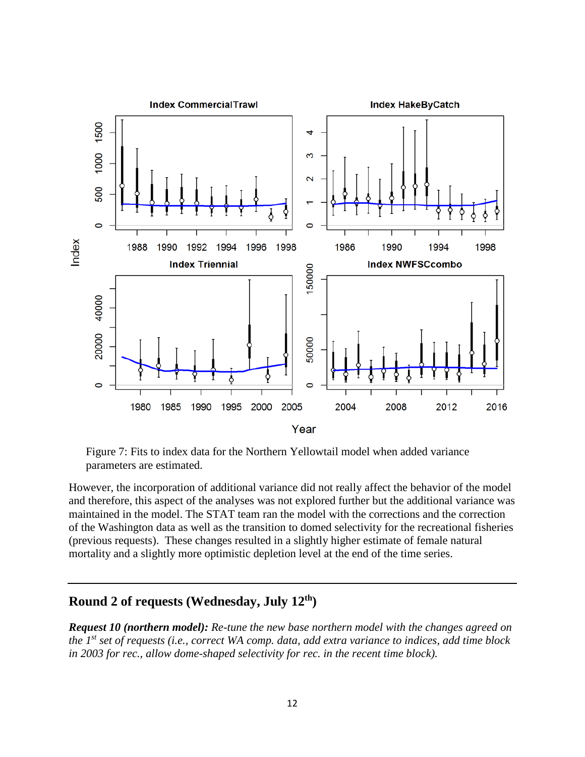Figure 7: Fits to index data for the Northern Yellowtail model when added variance parameters are estimated.

However, the incorporation of additional variance did not really affect the behavior of the model and therefore, this aspect of the analyses was not explored further but the additional variance was maintained in the model. The STAT team ran the model with the corrections and the correction of the Washington data as well as the transition to domed selectivity for the recreational fisheries (previous requests). These changes resulted in a slightly higher estimate of female natural mortality and a slightly more optimistic depletion level at the end of the time series.

---

## Round 2 of requests (Wednesday, July 12th)

***Request 10 (northern model):*** *Re-tune the new base northern model with the changes agreed on the 1st set of requests (i.e., correct WA comp. data, add extra variance to indices, add time block in 2003 for rec., allow dome-shaped selectivity for rec. in the recent time block).*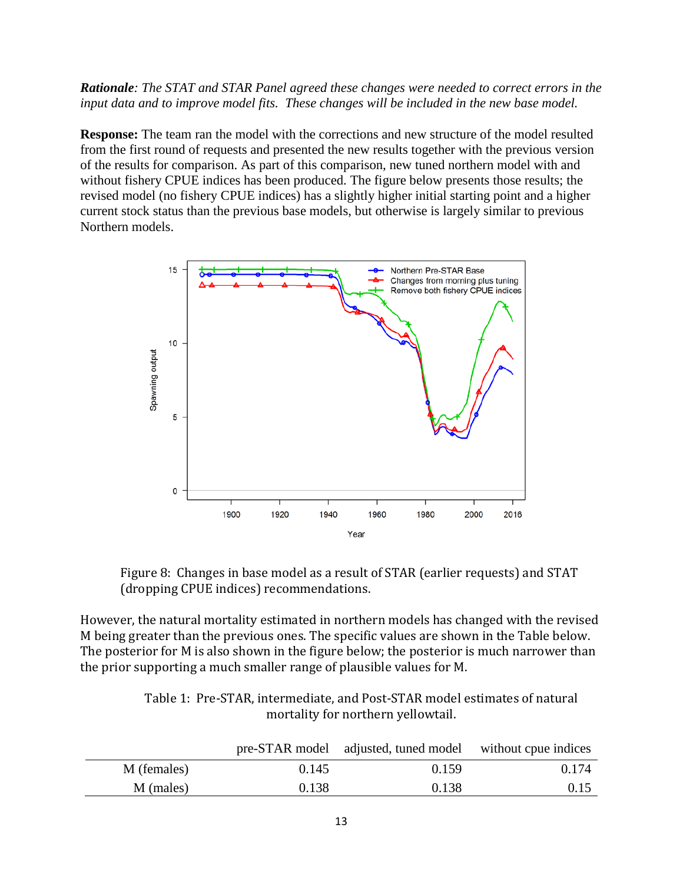***Rationale**: The STAT and STAR Panel agreed these changes were needed to correct errors in the input data and to improve model fits. These changes will be included in the new base model.*

**Response:** The team ran the model with the corrections and new structure of the model resulted from the first round of requests and presented the new results together with the previous version of the results for comparison. As part of this comparison, new tuned northern model with and without fishery CPUE indices has been produced. The figure below presents those results; the revised model (no fishery CPUE indices) has a slightly higher initial starting point and a higher current stock status than the previous base models, but otherwise is largely similar to previous Northern models.

Figure 8: Changes in base model as a result of STAR (earlier requests) and STAT (dropping CPUE indices) recommendations.

However, the natural mortality estimated in northern models has changed with the revised M being greater than the previous ones. The specific values are shown in the Table below. The posterior for M is also shown in the figure below; the posterior is much narrower than the prior supporting a much smaller range of plausible values for M.

Table 1: Pre-STAR, intermediate, and Post-STAR model estimates of natural mortality for northern yellowtail.

| | pre-STAR model | adjusted, tuned model | without cpue indices |
|---|---|---|---|
| M (females) | 0.145 | 0.159 | 0.174 |
| M (males) | 0.138 | 0.138 | 0.15 |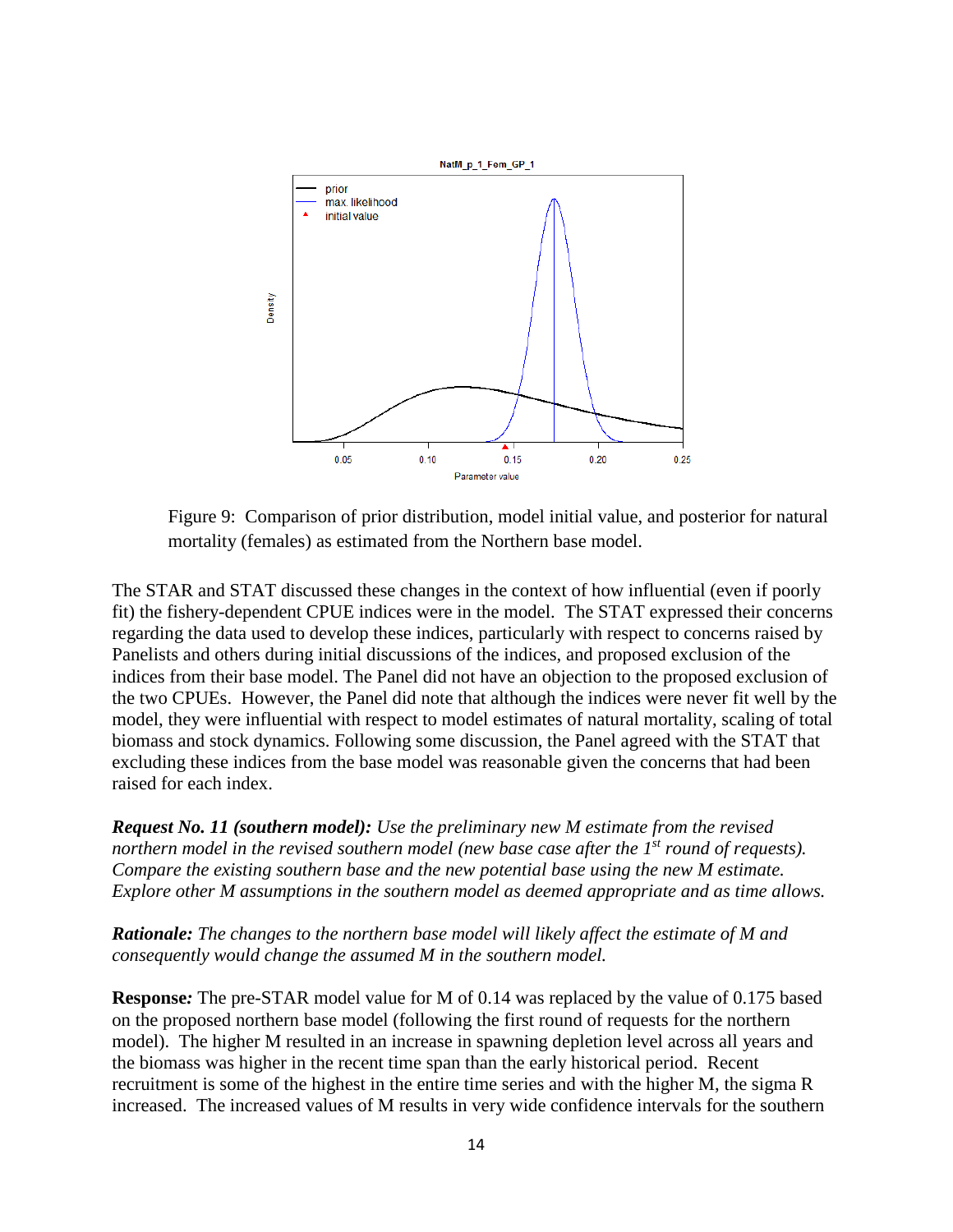Figure 9: Comparison of prior distribution, model initial value, and posterior for natural mortality (females) as estimated from the Northern base model.

The STAR and STAT discussed these changes in the context of how influential (even if poorly fit) the fishery-dependent CPUE indices were in the model. The STAT expressed their concerns regarding the data used to develop these indices, particularly with respect to concerns raised by Panelists and others during initial discussions of the indices, and proposed exclusion of the indices from their base model. The Panel did not have an objection to the proposed exclusion of the two CPUEs. However, the Panel did note that although the indices were never fit well by the model, they were influential with respect to model estimates of natural mortality, scaling of total biomass and stock dynamics. Following some discussion, the Panel agreed with the STAT that excluding these indices from the base model was reasonable given the concerns that had been raised for each index.

***Request No. 11 (southern model):*** *Use the preliminary new M estimate from the revised northern model in the revised southern model (new base case after the 1st round of requests). Compare the existing southern base and the new potential base using the new M estimate. Explore other M assumptions in the southern model as deemed appropriate and as time allows.*

***Rationale:*** *The changes to the northern base model will likely affect the estimate of M and consequently would change the assumed M in the southern model.*

**Response***:* The pre-STAR model value for M of 0.14 was replaced by the value of 0.175 based on the proposed northern base model (following the first round of requests for the northern model). The higher M resulted in an increase in spawning depletion level across all years and the biomass was higher in the recent time span than the early historical period. Recent recruitment is some of the highest in the entire time series and with the higher M, the sigma R increased. The increased values of M results in very wide confidence intervals for the southern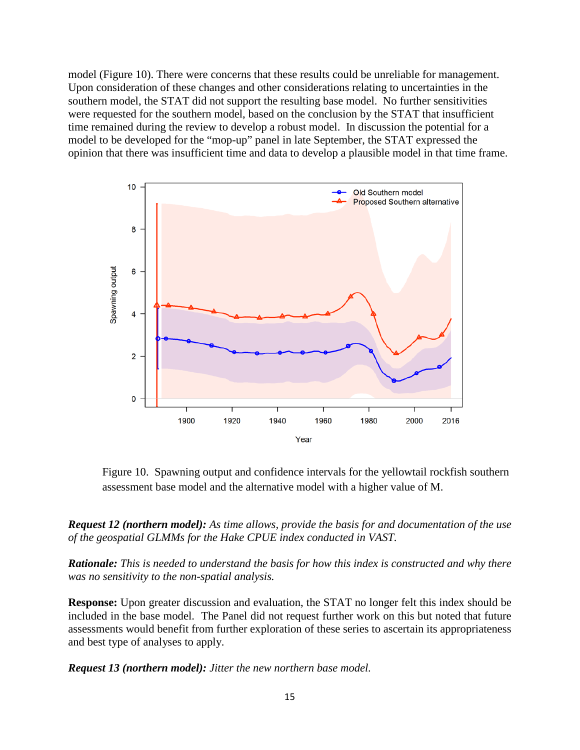model (Figure 10). There were concerns that these results could be unreliable for management. Upon consideration of these changes and other considerations relating to uncertainties in the southern model, the STAT did not support the resulting base model. No further sensitivities were requested for the southern model, based on the conclusion by the STAT that insufficient time remained during the review to develop a robust model. In discussion the potential for a model to be developed for the "mop-up" panel in late September, the STAT expressed the opinion that there was insufficient time and data to develop a plausible model in that time frame.

Figure 10. Spawning output and confidence intervals for the yellowtail rockfish southern assessment base model and the alternative model with a higher value of M.

***Request 12 (northern model):*** *As time allows, provide the basis for and documentation of the use of the geospatial GLMMs for the Hake CPUE index conducted in VAST.*

***Rationale:*** *This is needed to understand the basis for how this index is constructed and why there was no sensitivity to the non-spatial analysis.*

**Response:** Upon greater discussion and evaluation, the STAT no longer felt this index should be included in the base model. The Panel did not request further work on this but noted that future assessments would benefit from further exploration of these series to ascertain its appropriateness and best type of analyses to apply.

***Request 13 (northern model):*** *Jitter the new northern base model.*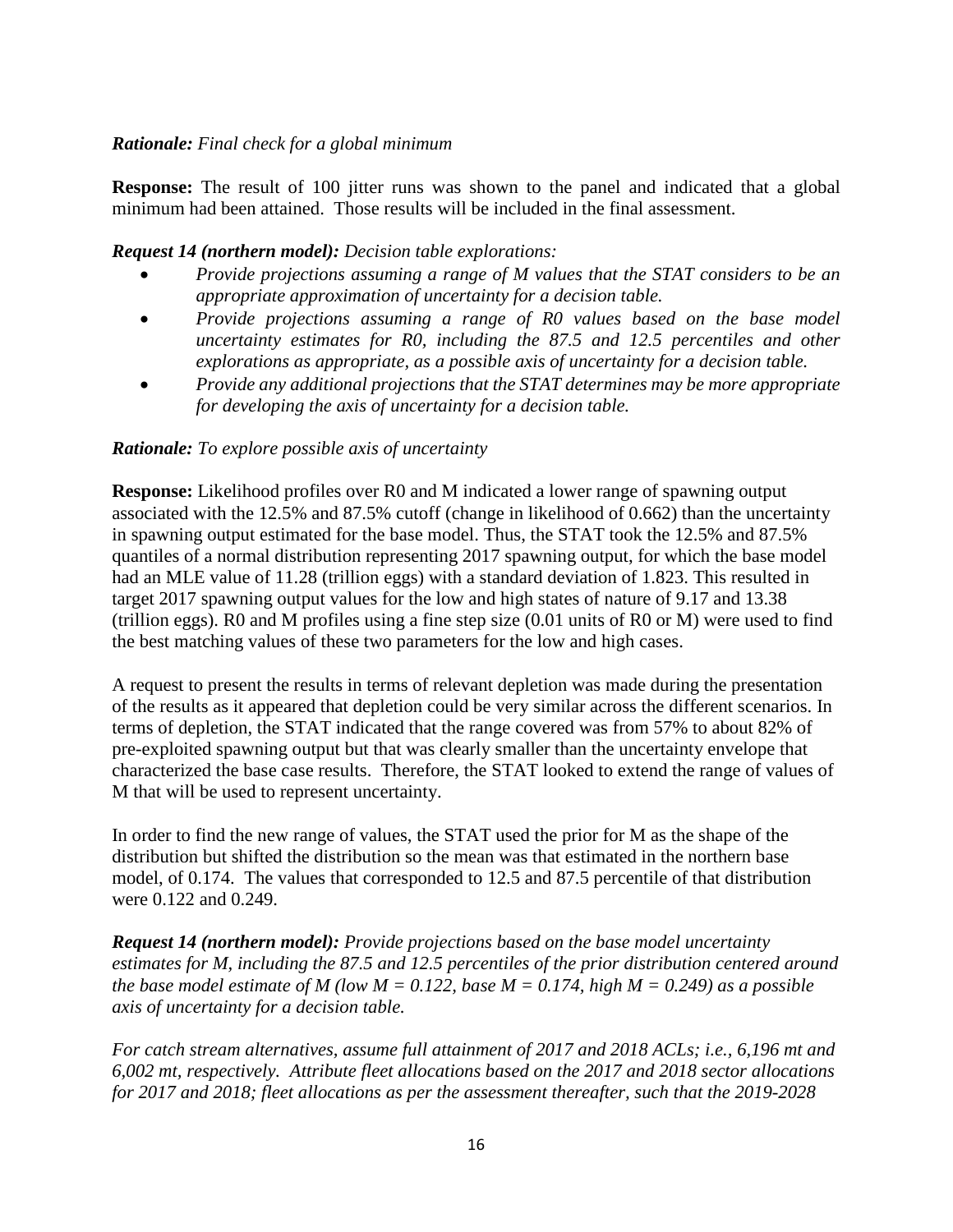***Rationale:*** *Final check for a global minimum*

**Response:** The result of 100 jitter runs was shown to the panel and indicated that a global minimum had been attained. Those results will be included in the final assessment.

***Request 14 (northern model):*** *Decision table explorations:*

- *Provide projections assuming a range of M values that the STAT considers to be an appropriate approximation of uncertainty for a decision table.*
- *Provide projections assuming a range of R0 values based on the base model uncertainty estimates for R0, including the 87.5 and 12.5 percentiles and other explorations as appropriate, as a possible axis of uncertainty for a decision table.*
- *Provide any additional projections that the STAT determines may be more appropriate for developing the axis of uncertainty for a decision table.*

***Rationale:*** *To explore possible axis of uncertainty*

**Response:** Likelihood profiles over R0 and M indicated a lower range of spawning output associated with the 12.5% and 87.5% cutoff (change in likelihood of 0.662) than the uncertainty in spawning output estimated for the base model. Thus, the STAT took the 12.5% and 87.5% quantiles of a normal distribution representing 2017 spawning output, for which the base model had an MLE value of 11.28 (trillion eggs) with a standard deviation of 1.823. This resulted in target 2017 spawning output values for the low and high states of nature of 9.17 and 13.38 (trillion eggs). R0 and M profiles using a fine step size (0.01 units of R0 or M) were used to find the best matching values of these two parameters for the low and high cases.

A request to present the results in terms of relevant depletion was made during the presentation of the results as it appeared that depletion could be very similar across the different scenarios. In terms of depletion, the STAT indicated that the range covered was from 57% to about 82% of pre-exploited spawning output but that was clearly smaller than the uncertainty envelope that characterized the base case results. Therefore, the STAT looked to extend the range of values of M that will be used to represent uncertainty.

In order to find the new range of values, the STAT used the prior for M as the shape of the distribution but shifted the distribution so the mean was that estimated in the northern base model, of 0.174. The values that corresponded to 12.5 and 87.5 percentile of that distribution were 0.122 and 0.249.

***Request 14 (northern model):*** *Provide projections based on the base model uncertainty estimates for M, including the 87.5 and 12.5 percentiles of the prior distribution centered around the base model estimate of M (low M = 0.122, base M = 0.174, high M = 0.249) as a possible axis of uncertainty for a decision table.*

*For catch stream alternatives, assume full attainment of 2017 and 2018 ACLs; i.e., 6,196 mt and 6,002 mt, respectively. Attribute fleet allocations based on the 2017 and 2018 sector allocations for 2017 and 2018; fleet allocations as per the assessment thereafter, such that the 2019-2028*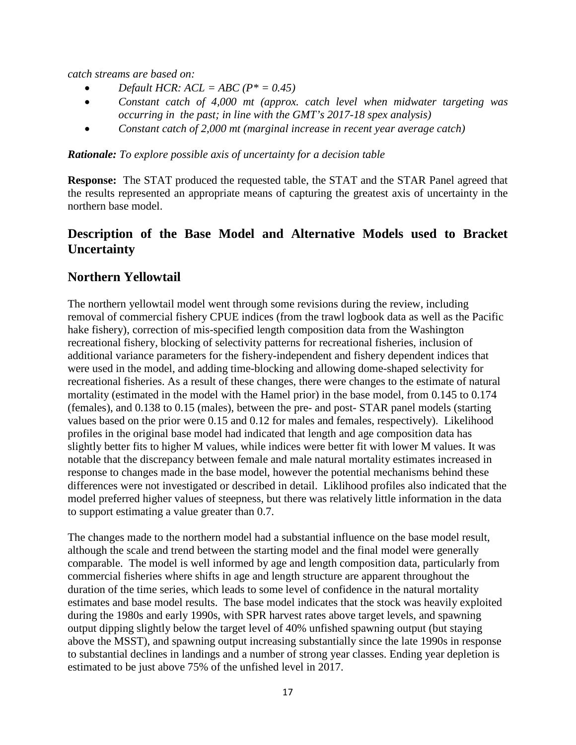*catch streams are based on:*

- *Default HCR: ACL = ABC (P* = 0.45)*
- *Constant catch of 4,000 mt (approx. catch level when midwater targeting was occurring in the past; in line with the GMT's 2017-18 spex analysis)*
- *Constant catch of 2,000 mt (marginal increase in recent year average catch)*

***Rationale:*** *To explore possible axis of uncertainty for a decision table*

**Response:** The STAT produced the requested table, the STAT and the STAR Panel agreed that the results represented an appropriate means of capturing the greatest axis of uncertainty in the northern base model.

## Description of the Base Model and Alternative Models used to Bracket Uncertainty

## Northern Yellowtail

The northern yellowtail model went through some revisions during the review, including removal of commercial fishery CPUE indices (from the trawl logbook data as well as the Pacific hake fishery), correction of mis-specified length composition data from the Washington recreational fishery, blocking of selectivity patterns for recreational fisheries, inclusion of additional variance parameters for the fishery-independent and fishery dependent indices that were used in the model, and adding time-blocking and allowing dome-shaped selectivity for recreational fisheries. As a result of these changes, there were changes to the estimate of natural mortality (estimated in the model with the Hamel prior) in the base model, from 0.145 to 0.174 (females), and 0.138 to 0.15 (males), between the pre- and post- STAR panel models (starting values based on the prior were 0.15 and 0.12 for males and females, respectively). Likelihood profiles in the original base model had indicated that length and age composition data has slightly better fits to higher M values, while indices were better fit with lower M values. It was notable that the discrepancy between female and male natural mortality estimates increased in response to changes made in the base model, however the potential mechanisms behind these differences were not investigated or described in detail. Liklihood profiles also indicated that the model preferred higher values of steepness, but there was relatively little information in the data to support estimating a value greater than 0.7.

The changes made to the northern model had a substantial influence on the base model result, although the scale and trend between the starting model and the final model were generally comparable. The model is well informed by age and length composition data, particularly from commercial fisheries where shifts in age and length structure are apparent throughout the duration of the time series, which leads to some level of confidence in the natural mortality estimates and base model results. The base model indicates that the stock was heavily exploited during the 1980s and early 1990s, with SPR harvest rates above target levels, and spawning output dipping slightly below the target level of 40% unfished spawning output (but staying above the MSST), and spawning output increasing substantially since the late 1990s in response to substantial declines in landings and a number of strong year classes. Ending year depletion is estimated to be just above 75% of the unfished level in 2017.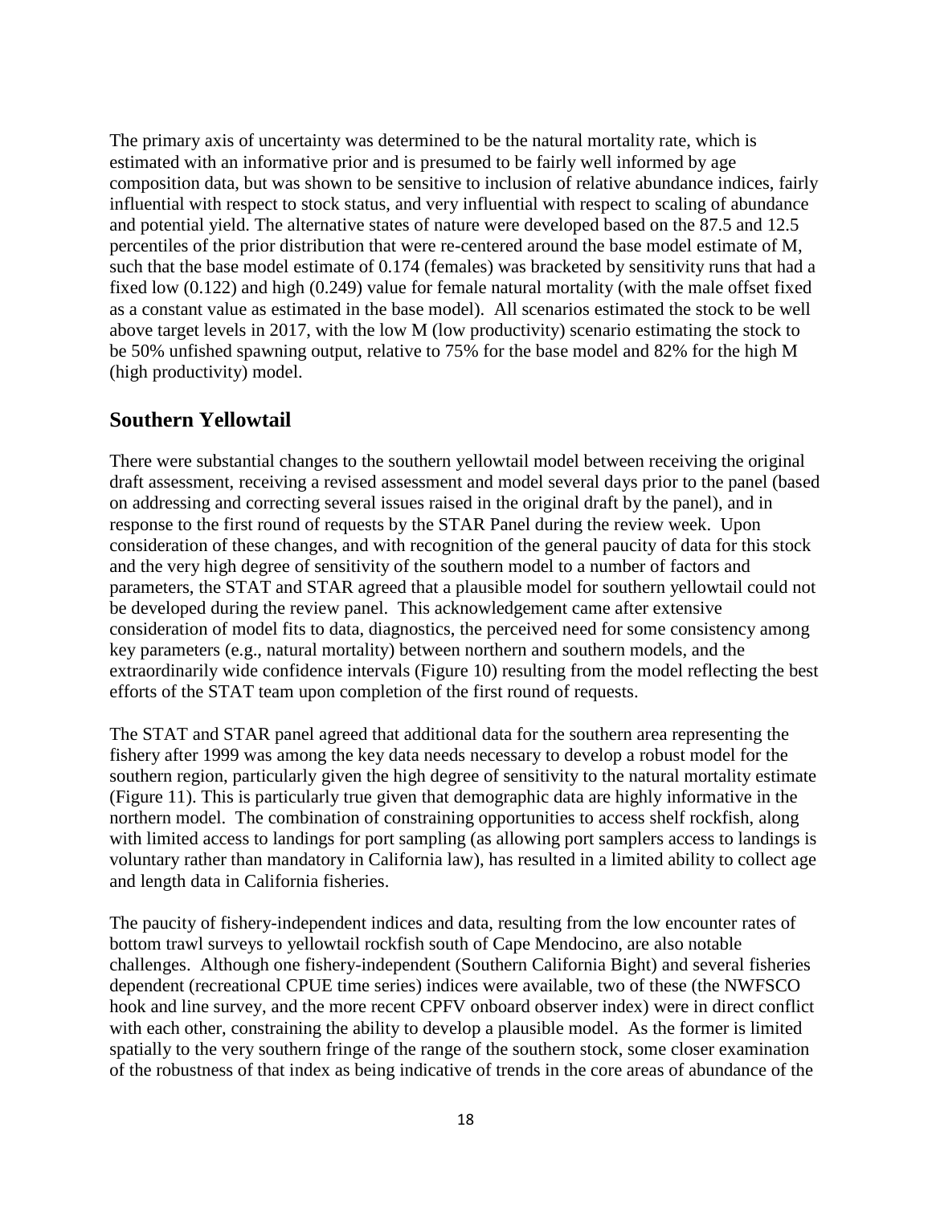The primary axis of uncertainty was determined to be the natural mortality rate, which is estimated with an informative prior and is presumed to be fairly well informed by age composition data, but was shown to be sensitive to inclusion of relative abundance indices, fairly influential with respect to stock status, and very influential with respect to scaling of abundance and potential yield. The alternative states of nature were developed based on the 87.5 and 12.5 percentiles of the prior distribution that were re-centered around the base model estimate of M, such that the base model estimate of 0.174 (females) was bracketed by sensitivity runs that had a fixed low (0.122) and high (0.249) value for female natural mortality (with the male offset fixed as a constant value as estimated in the base model). All scenarios estimated the stock to be well above target levels in 2017, with the low M (low productivity) scenario estimating the stock to be 50% unfished spawning output, relative to 75% for the base model and 82% for the high M (high productivity) model.

## Southern Yellowtail

There were substantial changes to the southern yellowtail model between receiving the original draft assessment, receiving a revised assessment and model several days prior to the panel (based on addressing and correcting several issues raised in the original draft by the panel), and in response to the first round of requests by the STAR Panel during the review week. Upon consideration of these changes, and with recognition of the general paucity of data for this stock and the very high degree of sensitivity of the southern model to a number of factors and parameters, the STAT and STAR agreed that a plausible model for southern yellowtail could not be developed during the review panel. This acknowledgement came after extensive consideration of model fits to data, diagnostics, the perceived need for some consistency among key parameters (e.g., natural mortality) between northern and southern models, and the extraordinarily wide confidence intervals (Figure 10) resulting from the model reflecting the best efforts of the STAT team upon completion of the first round of requests.

The STAT and STAR panel agreed that additional data for the southern area representing the fishery after 1999 was among the key data needs necessary to develop a robust model for the southern region, particularly given the high degree of sensitivity to the natural mortality estimate (Figure 11). This is particularly true given that demographic data are highly informative in the northern model. The combination of constraining opportunities to access shelf rockfish, along with limited access to landings for port sampling (as allowing port samplers access to landings is voluntary rather than mandatory in California law), has resulted in a limited ability to collect age and length data in California fisheries.

The paucity of fishery-independent indices and data, resulting from the low encounter rates of bottom trawl surveys to yellowtail rockfish south of Cape Mendocino, are also notable challenges. Although one fishery-independent (Southern California Bight) and several fisheries dependent (recreational CPUE time series) indices were available, two of these (the NWFSCO hook and line survey, and the more recent CPFV onboard observer index) were in direct conflict with each other, constraining the ability to develop a plausible model. As the former is limited spatially to the very southern fringe of the range of the southern stock, some closer examination of the robustness of that index as being indicative of trends in the core areas of abundance of the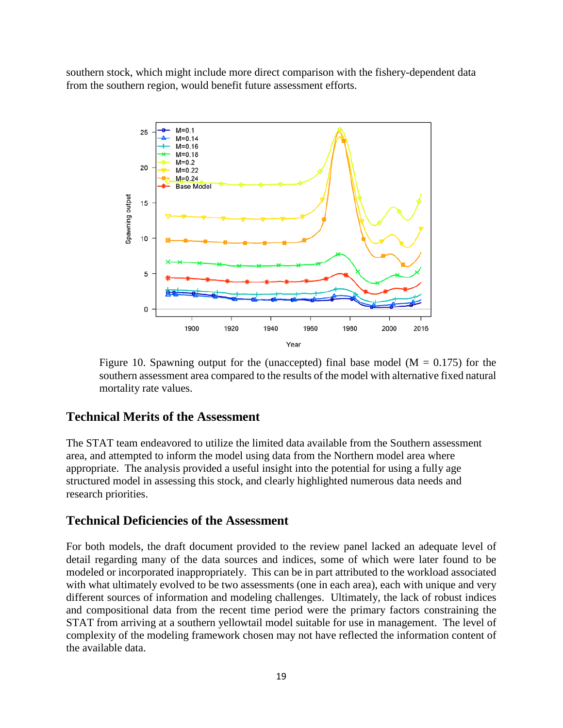southern stock, which might include more direct comparison with the fishery-dependent data from the southern region, would benefit future assessment efforts.

Figure 10. Spawning output for the (unaccepted) final base model (M = 0.175) for the southern assessment area compared to the results of the model with alternative fixed natural mortality rate values.

## Technical Merits of the Assessment

The STAT team endeavored to utilize the limited data available from the Southern assessment area, and attempted to inform the model using data from the Northern model area where appropriate. The analysis provided a useful insight into the potential for using a fully age structured model in assessing this stock, and clearly highlighted numerous data needs and research priorities.

## Technical Deficiencies of the Assessment

For both models, the draft document provided to the review panel lacked an adequate level of detail regarding many of the data sources and indices, some of which were later found to be modeled or incorporated inappropriately. This can be in part attributed to the workload associated with what ultimately evolved to be two assessments (one in each area), each with unique and very different sources of information and modeling challenges. Ultimately, the lack of robust indices and compositional data from the recent time period were the primary factors constraining the STAT from arriving at a southern yellowtail model suitable for use in management. The level of complexity of the modeling framework chosen may not have reflected the information content of the available data.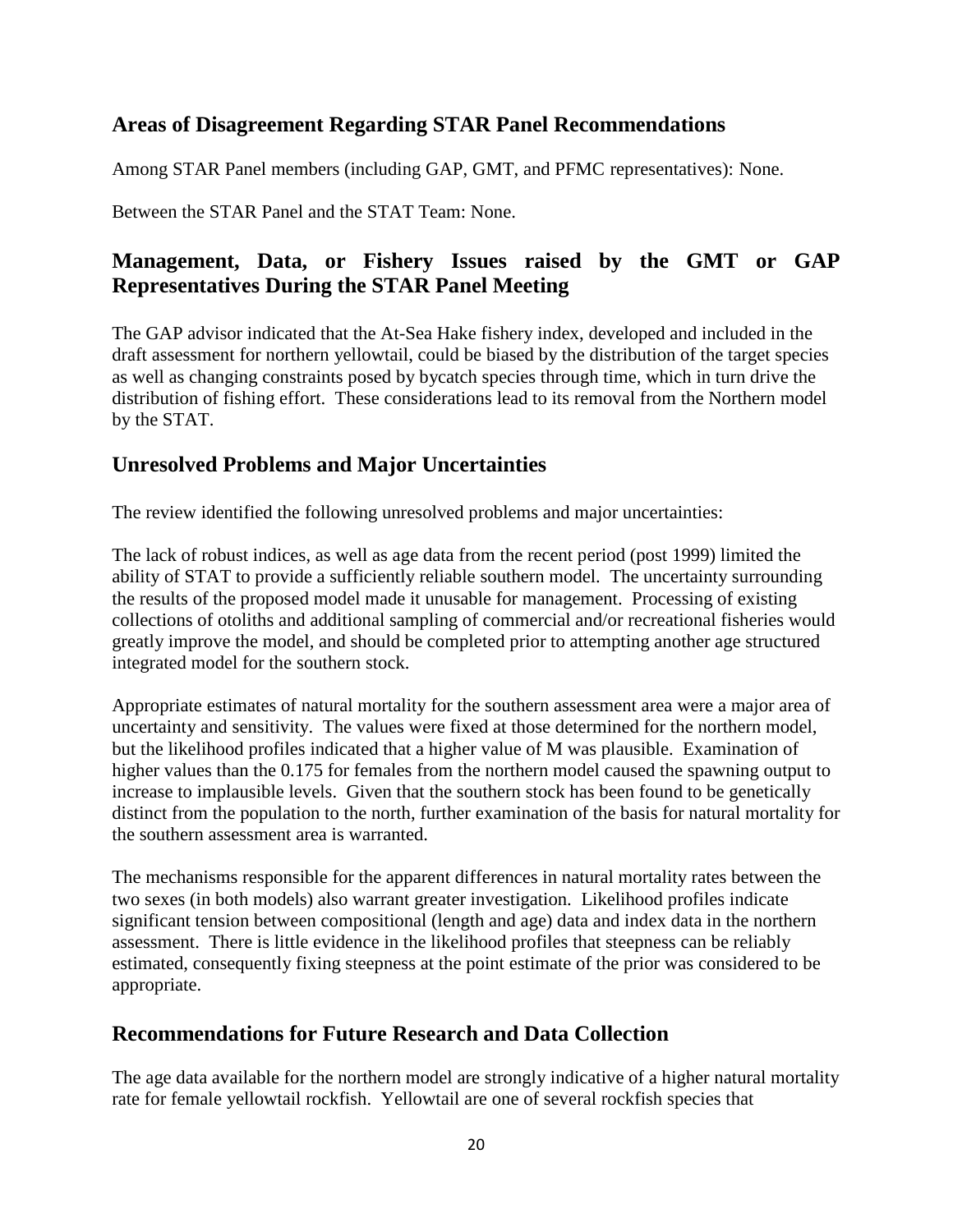## Areas of Disagreement Regarding STAR Panel Recommendations

Among STAR Panel members (including GAP, GMT, and PFMC representatives): None.

Between the STAR Panel and the STAT Team: None.

## Management, Data, or Fishery Issues raised by the GMT or GAP Representatives During the STAR Panel Meeting

The GAP advisor indicated that the At-Sea Hake fishery index, developed and included in the draft assessment for northern yellowtail, could be biased by the distribution of the target species as well as changing constraints posed by bycatch species through time, which in turn drive the distribution of fishing effort. These considerations lead to its removal from the Northern model by the STAT.

## Unresolved Problems and Major Uncertainties

The review identified the following unresolved problems and major uncertainties:

The lack of robust indices, as well as age data from the recent period (post 1999) limited the ability of STAT to provide a sufficiently reliable southern model. The uncertainty surrounding the results of the proposed model made it unusable for management. Processing of existing collections of otoliths and additional sampling of commercial and/or recreational fisheries would greatly improve the model, and should be completed prior to attempting another age structured integrated model for the southern stock.

Appropriate estimates of natural mortality for the southern assessment area were a major area of uncertainty and sensitivity. The values were fixed at those determined for the northern model, but the likelihood profiles indicated that a higher value of M was plausible. Examination of higher values than the 0.175 for females from the northern model caused the spawning output to increase to implausible levels. Given that the southern stock has been found to be genetically distinct from the population to the north, further examination of the basis for natural mortality for the southern assessment area is warranted.

The mechanisms responsible for the apparent differences in natural mortality rates between the two sexes (in both models) also warrant greater investigation. Likelihood profiles indicate significant tension between compositional (length and age) data and index data in the northern assessment. There is little evidence in the likelihood profiles that steepness can be reliably estimated, consequently fixing steepness at the point estimate of the prior was considered to be appropriate.

## Recommendations for Future Research and Data Collection

The age data available for the northern model are strongly indicative of a higher natural mortality rate for female yellowtail rockfish. Yellowtail are one of several rockfish species that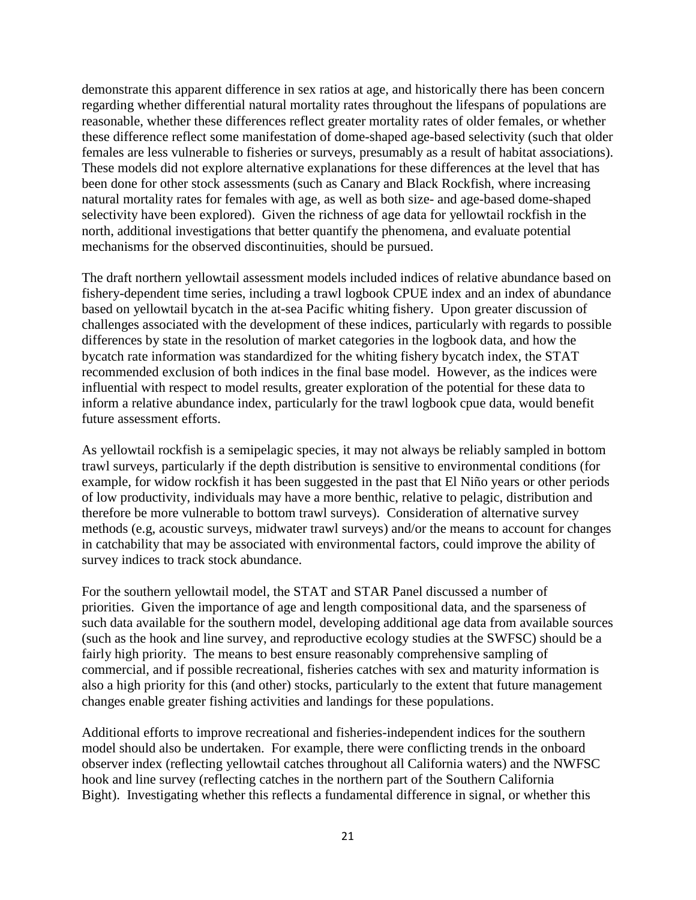demonstrate this apparent difference in sex ratios at age, and historically there has been concern regarding whether differential natural mortality rates throughout the lifespans of populations are reasonable, whether these differences reflect greater mortality rates of older females, or whether these difference reflect some manifestation of dome-shaped age-based selectivity (such that older females are less vulnerable to fisheries or surveys, presumably as a result of habitat associations). These models did not explore alternative explanations for these differences at the level that has been done for other stock assessments (such as Canary and Black Rockfish, where increasing natural mortality rates for females with age, as well as both size- and age-based dome-shaped selectivity have been explored). Given the richness of age data for yellowtail rockfish in the north, additional investigations that better quantify the phenomena, and evaluate potential mechanisms for the observed discontinuities, should be pursued.

The draft northern yellowtail assessment models included indices of relative abundance based on fishery-dependent time series, including a trawl logbook CPUE index and an index of abundance based on yellowtail bycatch in the at-sea Pacific whiting fishery. Upon greater discussion of challenges associated with the development of these indices, particularly with regards to possible differences by state in the resolution of market categories in the logbook data, and how the bycatch rate information was standardized for the whiting fishery bycatch index, the STAT recommended exclusion of both indices in the final base model. However, as the indices were influential with respect to model results, greater exploration of the potential for these data to inform a relative abundance index, particularly for the trawl logbook cpue data, would benefit future assessment efforts.

As yellowtail rockfish is a semipelagic species, it may not always be reliably sampled in bottom trawl surveys, particularly if the depth distribution is sensitive to environmental conditions (for example, for widow rockfish it has been suggested in the past that El Niño years or other periods of low productivity, individuals may have a more benthic, relative to pelagic, distribution and therefore be more vulnerable to bottom trawl surveys). Consideration of alternative survey methods (e.g, acoustic surveys, midwater trawl surveys) and/or the means to account for changes in catchability that may be associated with environmental factors, could improve the ability of survey indices to track stock abundance.

For the southern yellowtail model, the STAT and STAR Panel discussed a number of priorities. Given the importance of age and length compositional data, and the sparseness of such data available for the southern model, developing additional age data from available sources (such as the hook and line survey, and reproductive ecology studies at the SWFSC) should be a fairly high priority. The means to best ensure reasonably comprehensive sampling of commercial, and if possible recreational, fisheries catches with sex and maturity information is also a high priority for this (and other) stocks, particularly to the extent that future management changes enable greater fishing activities and landings for these populations.

Additional efforts to improve recreational and fisheries-independent indices for the southern model should also be undertaken. For example, there were conflicting trends in the onboard observer index (reflecting yellowtail catches throughout all California waters) and the NWFSC hook and line survey (reflecting catches in the northern part of the Southern California Bight). Investigating whether this reflects a fundamental difference in signal, or whether this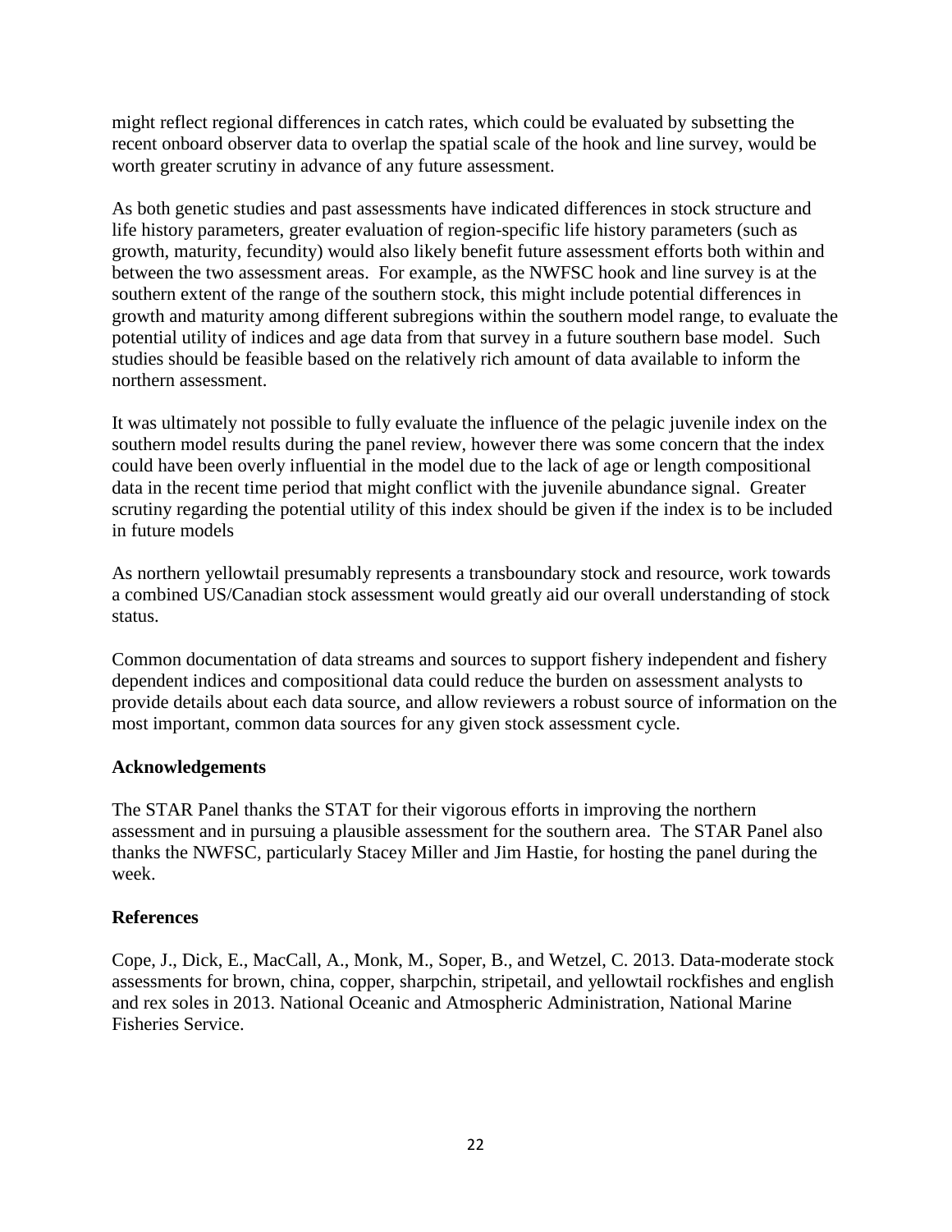might reflect regional differences in catch rates, which could be evaluated by subsetting the recent onboard observer data to overlap the spatial scale of the hook and line survey, would be worth greater scrutiny in advance of any future assessment.

As both genetic studies and past assessments have indicated differences in stock structure and life history parameters, greater evaluation of region-specific life history parameters (such as growth, maturity, fecundity) would also likely benefit future assessment efforts both within and between the two assessment areas. For example, as the NWFSC hook and line survey is at the southern extent of the range of the southern stock, this might include potential differences in growth and maturity among different subregions within the southern model range, to evaluate the potential utility of indices and age data from that survey in a future southern base model. Such studies should be feasible based on the relatively rich amount of data available to inform the northern assessment.

It was ultimately not possible to fully evaluate the influence of the pelagic juvenile index on the southern model results during the panel review, however there was some concern that the index could have been overly influential in the model due to the lack of age or length compositional data in the recent time period that might conflict with the juvenile abundance signal. Greater scrutiny regarding the potential utility of this index should be given if the index is to be included in future models

As northern yellowtail presumably represents a transboundary stock and resource, work towards a combined US/Canadian stock assessment would greatly aid our overall understanding of stock status.

Common documentation of data streams and sources to support fishery independent and fishery dependent indices and compositional data could reduce the burden on assessment analysts to provide details about each data source, and allow reviewers a robust source of information on the most important, common data sources for any given stock assessment cycle.

**Acknowledgements**

The STAR Panel thanks the STAT for their vigorous efforts in improving the northern assessment and in pursuing a plausible assessment for the southern area. The STAR Panel also thanks the NWFSC, particularly Stacey Miller and Jim Hastie, for hosting the panel during the week.

**References**

Cope, J., Dick, E., MacCall, A., Monk, M., Soper, B., and Wetzel, C. 2013. Data-moderate stock assessments for brown, china, copper, sharpchin, stripetail, and yellowtail rockfishes and english and rex soles in 2013. National Oceanic and Atmospheric Administration, National Marine Fisheries Service.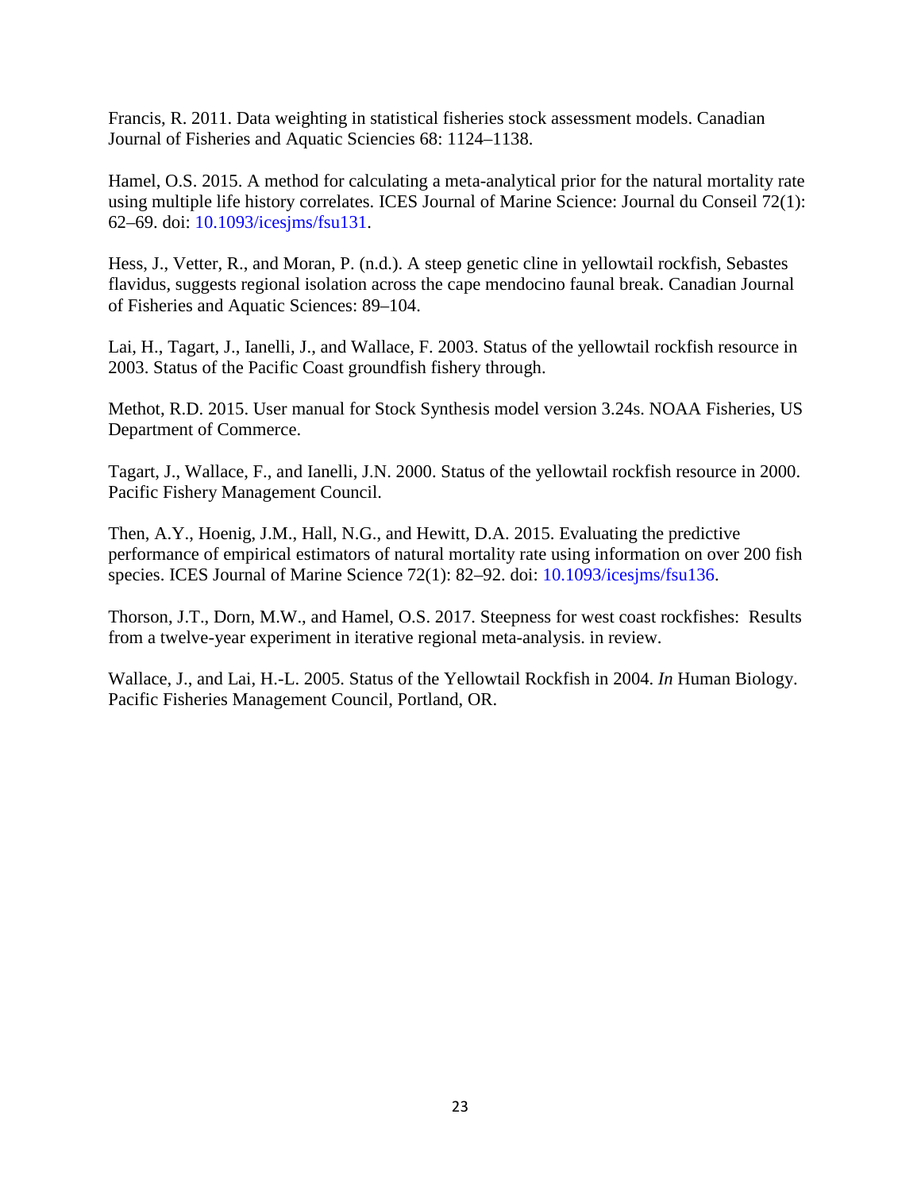Francis, R. 2011. Data weighting in statistical fisheries stock assessment models. Canadian Journal of Fisheries and Aquatic Sciencies 68: 1124–1138.

Hamel, O.S. 2015. A method for calculating a meta-analytical prior for the natural mortality rate using multiple life history correlates. ICES Journal of Marine Science: Journal du Conseil 72(1): 62–69. doi: 10.1093/icesjms/fsu131.

Hess, J., Vetter, R., and Moran, P. (n.d.). A steep genetic cline in yellowtail rockfish, Sebastes flavidus, suggests regional isolation across the cape mendocino faunal break. Canadian Journal of Fisheries and Aquatic Sciences: 89–104.

Lai, H., Tagart, J., Ianelli, J., and Wallace, F. 2003. Status of the yellowtail rockfish resource in 2003. Status of the Pacific Coast groundfish fishery through.

Methot, R.D. 2015. User manual for Stock Synthesis model version 3.24s. NOAA Fisheries, US Department of Commerce.

Tagart, J., Wallace, F., and Ianelli, J.N. 2000. Status of the yellowtail rockfish resource in 2000. Pacific Fishery Management Council.

Then, A.Y., Hoenig, J.M., Hall, N.G., and Hewitt, D.A. 2015. Evaluating the predictive performance of empirical estimators of natural mortality rate using information on over 200 fish species. ICES Journal of Marine Science 72(1): 82–92. doi: 10.1093/icesjms/fsu136.

Thorson, J.T., Dorn, M.W., and Hamel, O.S. 2017. Steepness for west coast rockfishes: Results from a twelve-year experiment in iterative regional meta-analysis. in review.

Wallace, J., and Lai, H.-L. 2005. Status of the Yellowtail Rockfish in 2004. *In* Human Biology. Pacific Fisheries Management Council, Portland, OR.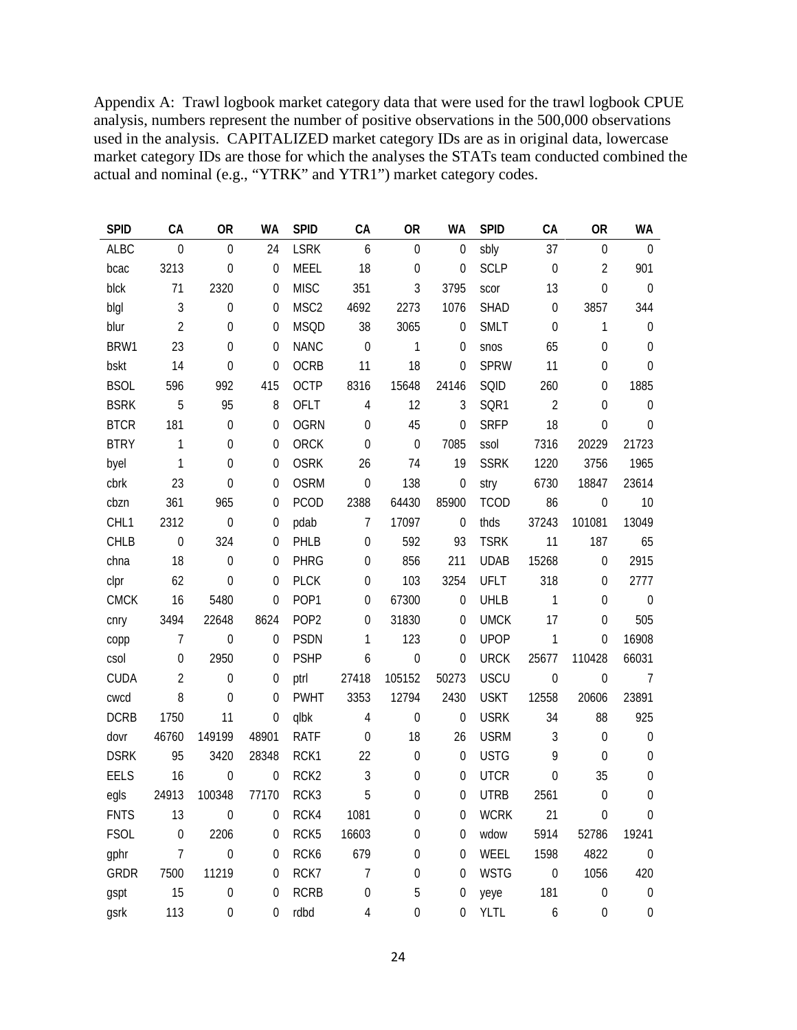Appendix A: Trawl logbook market category data that were used for the trawl logbook CPUE analysis, numbers represent the number of positive observations in the 500,000 observations used in the analysis. CAPITALIZED market category IDs are as in original data, lowercase market category IDs are those for which the analyses the STATs team conducted combined the actual and nominal (e.g., "YTRK" and YTR1") market category codes.

| SPID | CA | OR | WA | SPID | CA | OR | WA | SPID | CA | OR | WA |
|---|---|---|---|---|---|---|---|---|---|---|---|
| ALBC | 0 | 0 | 24 | LSRK | 6 | 0 | 0 | sbly | 37 | 0 | 0 |
| bcac | 3213 | 0 | 0 | MEEL | 18 | 0 | 0 | SCLP | 0 | 2 | 901 |
| blck | 71 | 2320 | 0 | MISC | 351 | 3 | 3795 | scor | 13 | 0 | 0 |
| blgl | 3 | 0 | 0 | MSC2 | 4692 | 2273 | 1076 | SHAD | 0 | 3857 | 344 |
| blur | 2 | 0 | 0 | MSQD | 38 | 3065 | 0 | SMLT | 0 | 1 | 0 |
| BRW1 | 23 | 0 | 0 | NANC | 0 | 1 | 0 | snos | 65 | 0 | 0 |
| bskt | 14 | 0 | 0 | OCRB | 11 | 18 | 0 | SPRW | 11 | 0 | 0 |
| BSOL | 596 | 992 | 415 | OCTP | 8316 | 15648 | 24146 | SQID | 260 | 0 | 1885 |
| BSRK | 5 | 95 | 8 | OFLT | 4 | 12 | 3 | SQR1 | 2 | 0 | 0 |
| BTCR | 181 | 0 | 0 | OGRN | 0 | 45 | 0 | SRFP | 18 | 0 | 0 |
| BTRY | 1 | 0 | 0 | ORCK | 0 | 0 | 7085 | ssol | 7316 | 20229 | 21723 |
| byel | 1 | 0 | 0 | OSRK | 26 | 74 | 19 | SSRK | 1220 | 3756 | 1965 |
| cbrk | 23 | 0 | 0 | OSRM | 0 | 138 | 0 | stry | 6730 | 18847 | 23614 |
| cbzn | 361 | 965 | 0 | PCOD | 2388 | 64430 | 85900 | TCOD | 86 | 0 | 10 |
| CHL1 | 2312 | 0 | 0 | pdab | 7 | 17097 | 0 | thds | 37243 | 101081 | 13049 |
| CHLB | 0 | 324 | 0 | PHLB | 0 | 592 | 93 | TSRK | 11 | 187 | 65 |
| chna | 18 | 0 | 0 | PHRG | 0 | 856 | 211 | UDAB | 15268 | 0 | 2915 |
| clpr | 62 | 0 | 0 | PLCK | 0 | 103 | 3254 | UFLT | 318 | 0 | 2777 |
| CMCK | 16 | 5480 | 0 | POP1 | 0 | 67300 | 0 | UHLB | 1 | 0 | 0 |
| cnry | 3494 | 22648 | 8624 | POP2 | 0 | 31830 | 0 | UMCK | 17 | 0 | 505 |
| copp | 7 | 0 | 0 | PSDN | 1 | 123 | 0 | UPOP | 1 | 0 | 16908 |
| csol | 0 | 2950 | 0 | PSHP | 6 | 0 | 0 | URCK | 25677 | 110428 | 66031 |
| CUDA | 2 | 0 | 0 | ptrl | 27418 | 105152 | 50273 | USCU | 0 | 0 | 7 |
| cwcd | 8 | 0 | 0 | PWHT | 3353 | 12794 | 2430 | USKT | 12558 | 20606 | 23891 |
| DCRB | 1750 | 11 | 0 | qlbk | 4 | 0 | 0 | USRK | 34 | 88 | 925 |
| dovr | 46760 | 149199 | 48901 | RATF | 0 | 18 | 26 | USRM | 3 | 0 | 0 |
| DSRK | 95 | 3420 | 28348 | RCK1 | 22 | 0 | 0 | USTG | 9 | 0 | 0 |
| EELS | 16 | 0 | 0 | RCK2 | 3 | 0 | 0 | UTCR | 0 | 35 | 0 |
| egls | 24913 | 100348 | 77170 | RCK3 | 5 | 0 | 0 | UTRB | 2561 | 0 | 0 |
| FNTS | 13 | 0 | 0 | RCK4 | 1081 | 0 | 0 | WCRK | 21 | 0 | 0 |
| FSOL | 0 | 2206 | 0 | RCK5 | 16603 | 0 | 0 | wdow | 5914 | 52786 | 19241 |
| gphr | 7 | 0 | 0 | RCK6 | 679 | 0 | 0 | WEEL | 1598 | 4822 | 0 |
| GRDR | 7500 | 11219 | 0 | RCK7 | 7 | 0 | 0 | WSTG | 0 | 1056 | 420 |
| gspt | 15 | 0 | 0 | RCRB | 0 | 5 | 0 | yeye | 181 | 0 | 0 |
| gsrk | 113 | 0 | 0 | rdbd | 4 | 0 | 0 | YLTL | 6 | 0 | 0 |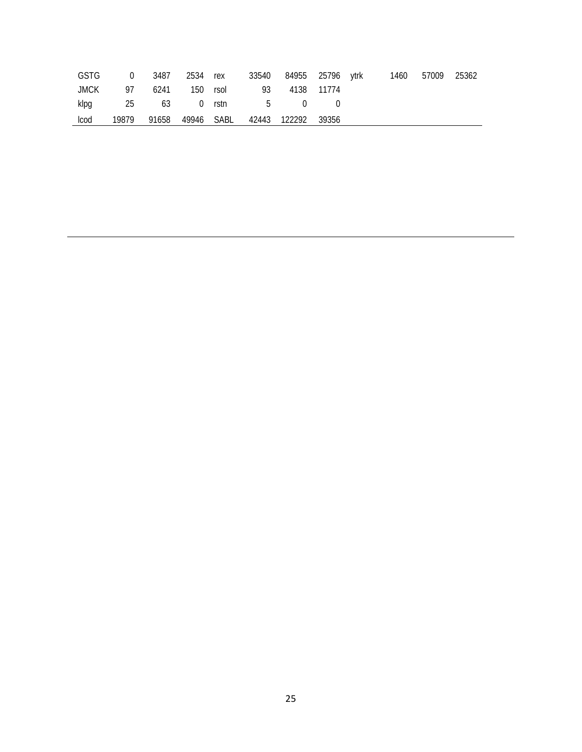| | | | | | | | | | | | |
|---|---|---|---|---|---|---|---|---|---|---|---|
| GSTG | 0 | 3487 | 2534 | rex | 33540 | 84955 | 25796 | ytrk | 1460 | 57009 | 25362 |
| JMCK | 97 | 6241 | 150 | rsol | 93 | 4138 | 11774 | | | | |
| klpg | 25 | 63 | 0 | rstn | 5 | 0 | 0 | | | | |
| lcod | 19879 | 91658 | 49946 | SABL | 42443 | 122292 | 39356 | | | | |